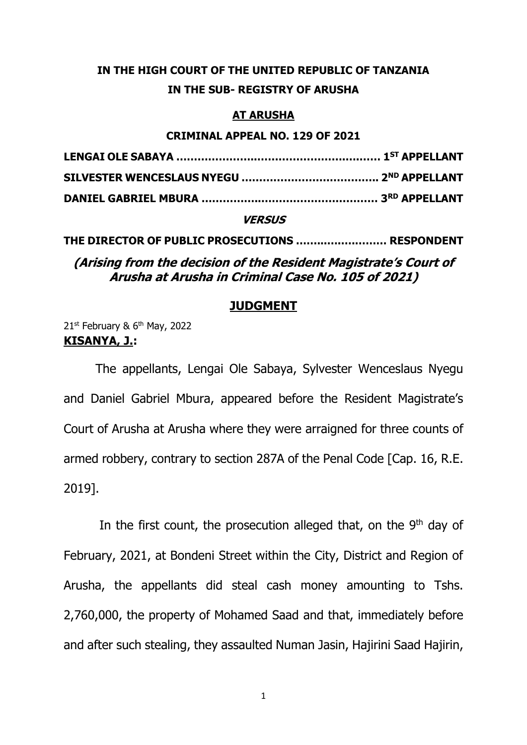**IN THE HIGH COURT OF THE UNITED REPUBLIC OF TANZANIA**

**IN THE SUB- REGISTRY OF ARUSHA**

**AT ARUSHA**

**CRIMINAL APPEAL NO. 129 OF 2021**

**LENGAI OLE SABAYA ......................................................... 1ST APPELLANT**

**SILVESTER WENCESLAUS NYEGU ..................................... 2ND APPELLANT**

**DANIEL GABRIEL MBURA ................................................. 3RD APPELLANT**

***VERSUS***

**THE DIRECTOR OF PUBLIC PROSECUTIONS .......................... RESPONDENT**

***(Arising from the decision of the Resident Magistrate's Court of Arusha at Arusha in Criminal Case No. 105 of 2021)***

## JUDGMENT

21st February & 6th May, 2022

**KISANYA, J.:**

The appellants, Lengai Ole Sabaya, Sylvester Wenceslaus Nyegu and Daniel Gabriel Mbura, appeared before the Resident Magistrate's Court of Arusha at Arusha where they were arraigned for three counts of armed robbery, contrary to section 287A of the Penal Code [Cap. 16, R.E. 2019].

In the first count, the prosecution alleged that, on the 9th day of February, 2021, at Bondeni Street within the City, District and Region of Arusha, the appellants did steal cash money amounting to Tshs. 2,760,000, the property of Mohamed Saad and that, immediately before and after such stealing, they assaulted Numan Jasin, Hajirini Saad Hajirin,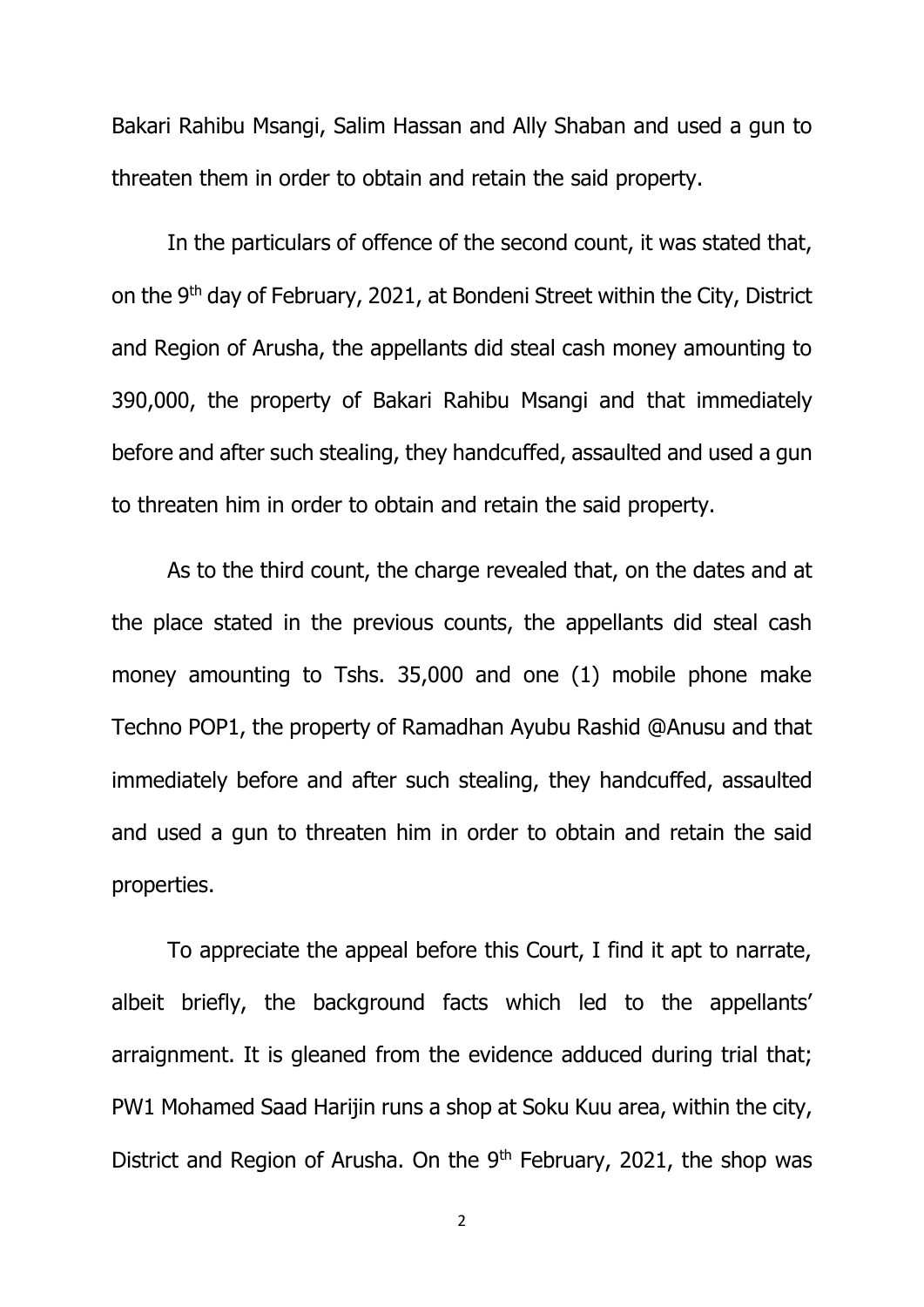Bakari Rahibu Msangi, Salim Hassan and Ally Shaban and used a gun to threaten them in order to obtain and retain the said property.

In the particulars of offence of the second count, it was stated that, on the 9th day of February, 2021, at Bondeni Street within the City, District and Region of Arusha, the appellants did steal cash money amounting to 390,000, the property of Bakari Rahibu Msangi and that immediately before and after such stealing, they handcuffed, assaulted and used a gun to threaten him in order to obtain and retain the said property.

As to the third count, the charge revealed that, on the dates and at the place stated in the previous counts, the appellants did steal cash money amounting to Tshs. 35,000 and one (1) mobile phone make Techno POP1, the property of Ramadhan Ayubu Rashid @Anusu and that immediately before and after such stealing, they handcuffed, assaulted and used a gun to threaten him in order to obtain and retain the said properties.

To appreciate the appeal before this Court, I find it apt to narrate, albeit briefly, the background facts which led to the appellants' arraignment. It is gleaned from the evidence adduced during trial that; PW1 Mohamed Saad Harijin runs a shop at Soku Kuu area, within the city, District and Region of Arusha. On the 9th February, 2021, the shop was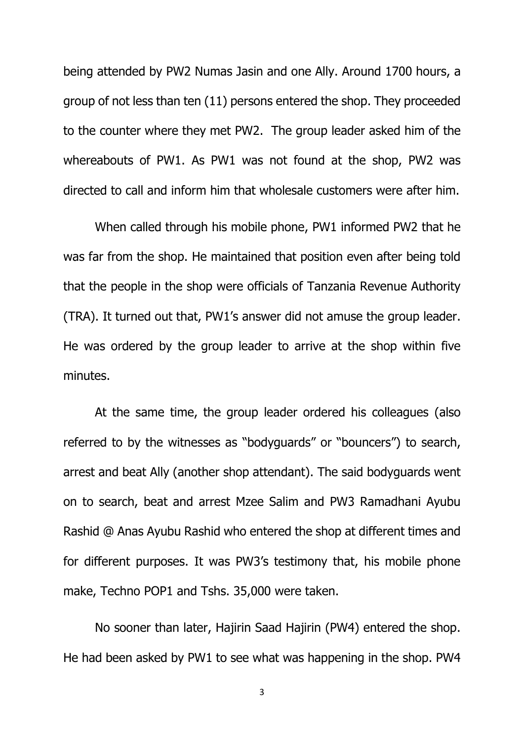being attended by PW2 Numas Jasin and one Ally. Around 1700 hours, a group of not less than ten (11) persons entered the shop. They proceeded to the counter where they met PW2. The group leader asked him of the whereabouts of PW1. As PW1 was not found at the shop, PW2 was directed to call and inform him that wholesale customers were after him.

When called through his mobile phone, PW1 informed PW2 that he was far from the shop. He maintained that position even after being told that the people in the shop were officials of Tanzania Revenue Authority (TRA). It turned out that, PW1's answer did not amuse the group leader. He was ordered by the group leader to arrive at the shop within five minutes.

At the same time, the group leader ordered his colleagues (also referred to by the witnesses as "bodyguards" or "bouncers") to search, arrest and beat Ally (another shop attendant). The said bodyguards went on to search, beat and arrest Mzee Salim and PW3 Ramadhani Ayubu Rashid @ Anas Ayubu Rashid who entered the shop at different times and for different purposes. It was PW3's testimony that, his mobile phone make, Techno POP1 and Tshs. 35,000 were taken.

No sooner than later, Hajirin Saad Hajirin (PW4) entered the shop. He had been asked by PW1 to see what was happening in the shop. PW4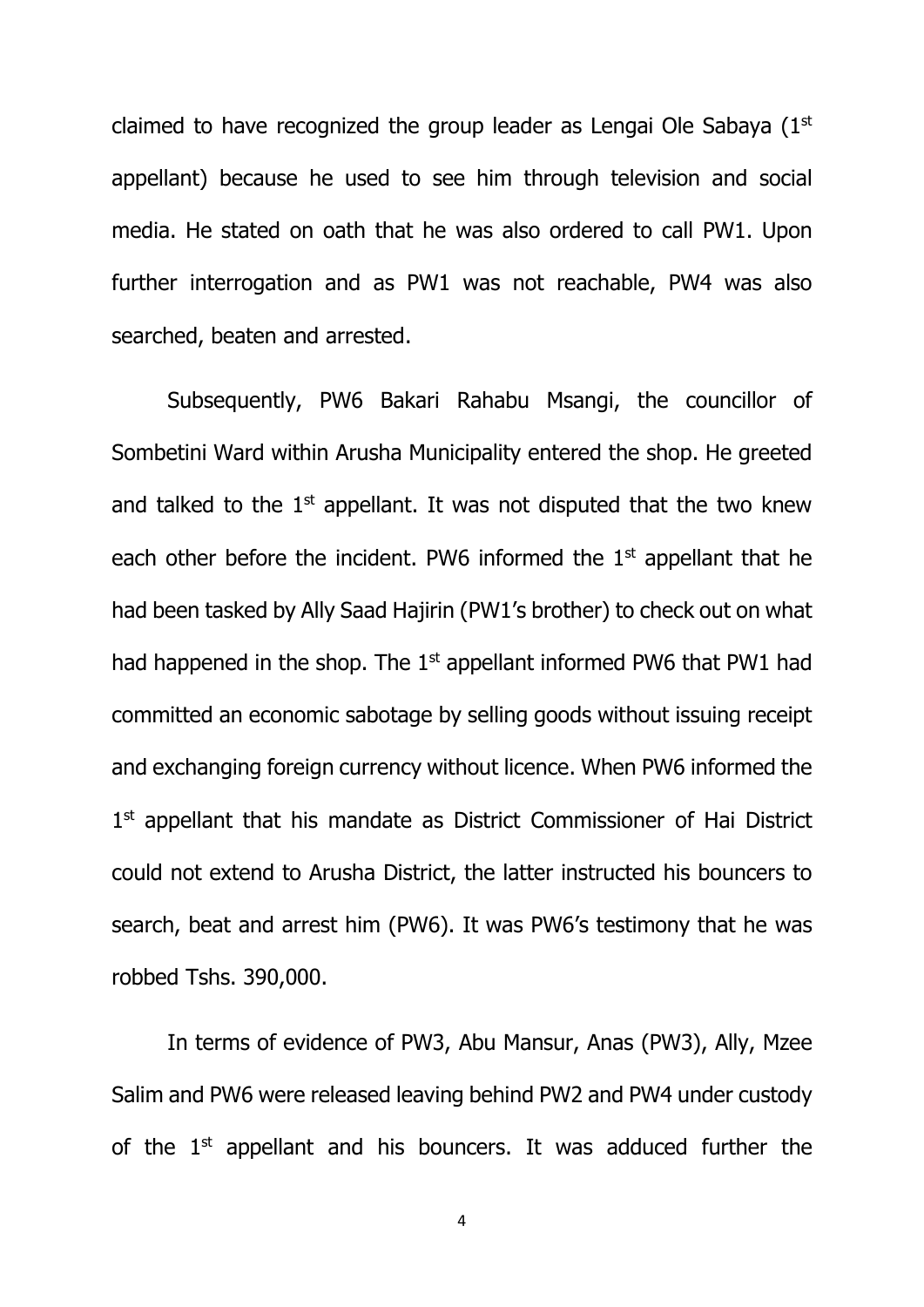claimed to have recognized the group leader as Lengai Ole Sabaya (1st appellant) because he used to see him through television and social media. He stated on oath that he was also ordered to call PW1. Upon further interrogation and as PW1 was not reachable, PW4 was also searched, beaten and arrested.

Subsequently, PW6 Bakari Rahabu Msangi, the councillor of Sombetini Ward within Arusha Municipality entered the shop. He greeted and talked to the 1st appellant. It was not disputed that the two knew each other before the incident. PW6 informed the 1st appellant that he had been tasked by Ally Saad Hajirin (PW1's brother) to check out on what had happened in the shop. The 1st appellant informed PW6 that PW1 had committed an economic sabotage by selling goods without issuing receipt and exchanging foreign currency without licence. When PW6 informed the 1st appellant that his mandate as District Commissioner of Hai District could not extend to Arusha District, the latter instructed his bouncers to search, beat and arrest him (PW6). It was PW6's testimony that he was robbed Tshs. 390,000.

In terms of evidence of PW3, Abu Mansur, Anas (PW3), Ally, Mzee Salim and PW6 were released leaving behind PW2 and PW4 under custody of the 1st appellant and his bouncers. It was adduced further the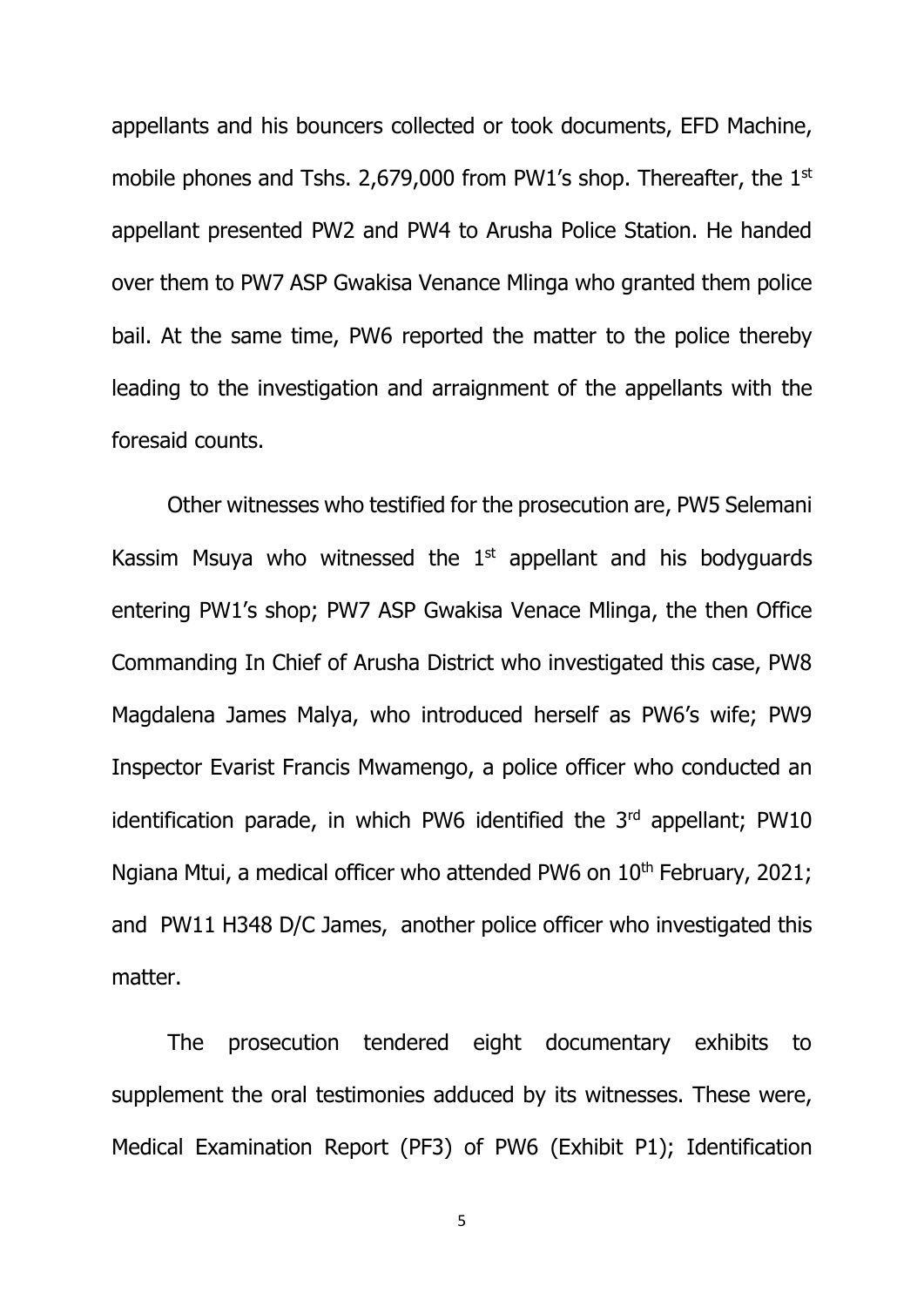appellants and his bouncers collected or took documents, EFD Machine, mobile phones and Tshs. 2,679,000 from PW1's shop. Thereafter, the 1st appellant presented PW2 and PW4 to Arusha Police Station. He handed over them to PW7 ASP Gwakisa Venance Mlinga who granted them police bail. At the same time, PW6 reported the matter to the police thereby leading to the investigation and arraignment of the appellants with the foresaid counts.

Other witnesses who testified for the prosecution are, PW5 Selemani Kassim Msuya who witnessed the 1st appellant and his bodyguards entering PW1's shop; PW7 ASP Gwakisa Venace Mlinga, the then Office Commanding In Chief of Arusha District who investigated this case, PW8 Magdalena James Malya, who introduced herself as PW6's wife; PW9 Inspector Evarist Francis Mwamengo, a police officer who conducted an identification parade, in which PW6 identified the 3rd appellant; PW10 Ngiana Mtui, a medical officer who attended PW6 on 10th February, 2021; and PW11 H348 D/C James, another police officer who investigated this matter.

The prosecution tendered eight documentary exhibits to supplement the oral testimonies adduced by its witnesses. These were, Medical Examination Report (PF3) of PW6 (Exhibit P1); Identification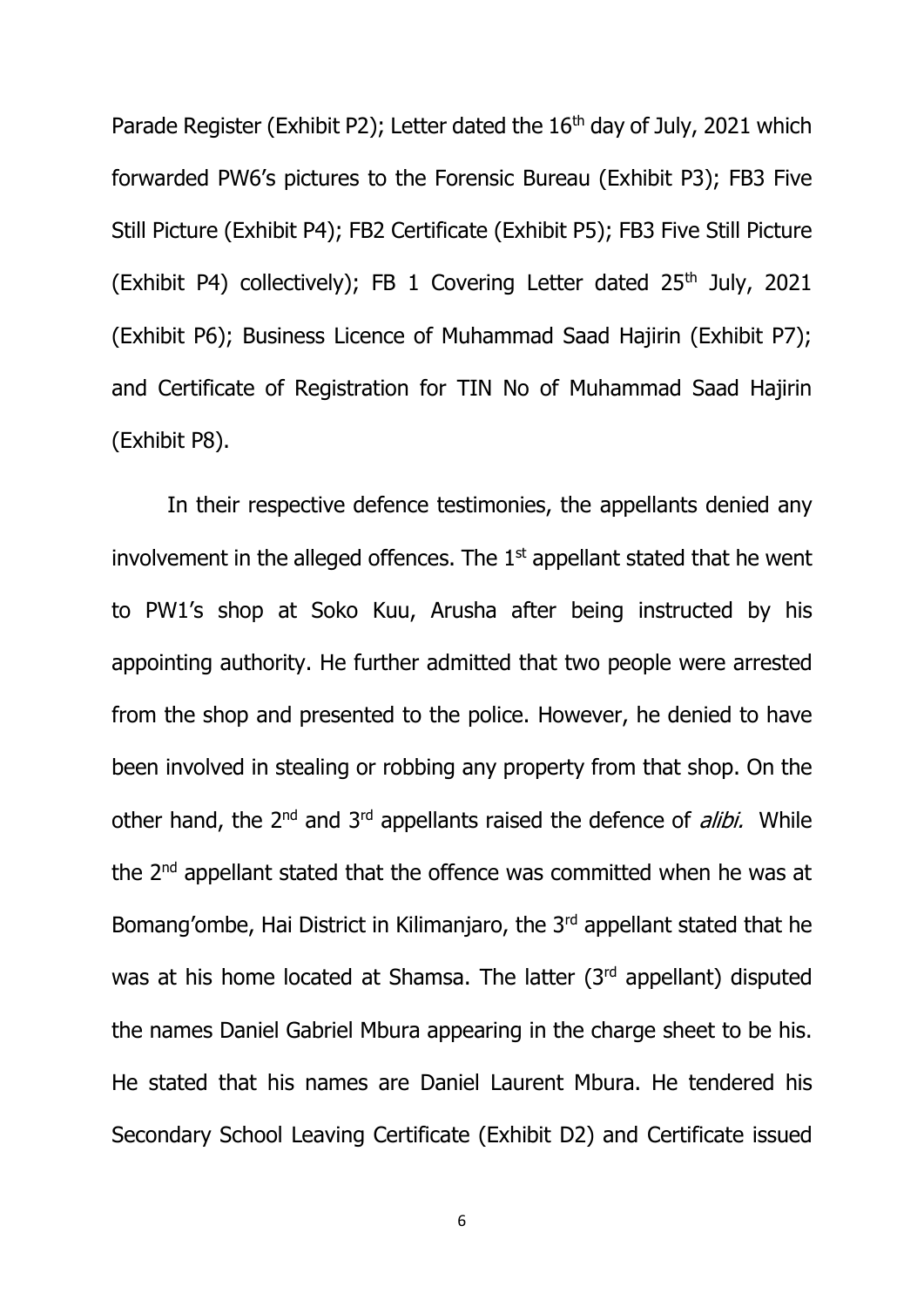Parade Register (Exhibit P2); Letter dated the 16th day of July, 2021 which forwarded PW6's pictures to the Forensic Bureau (Exhibit P3); FB3 Five Still Picture (Exhibit P4); FB2 Certificate (Exhibit P5); FB3 Five Still Picture (Exhibit P4) collectively); FB 1 Covering Letter dated 25th July, 2021 (Exhibit P6); Business Licence of Muhammad Saad Hajirin (Exhibit P7); and Certificate of Registration for TIN No of Muhammad Saad Hajirin (Exhibit P8).

In their respective defence testimonies, the appellants denied any involvement in the alleged offences. The 1st appellant stated that he went to PW1's shop at Soko Kuu, Arusha after being instructed by his appointing authority. He further admitted that two people were arrested from the shop and presented to the police. However, he denied to have been involved in stealing or robbing any property from that shop. On the other hand, the 2nd and 3rd appellants raised the defence of *alibi.* While the 2nd appellant stated that the offence was committed when he was at Bomang'ombe, Hai District in Kilimanjaro, the 3rd appellant stated that he was at his home located at Shamsa. The latter (3rd appellant) disputed the names Daniel Gabriel Mbura appearing in the charge sheet to be his. He stated that his names are Daniel Laurent Mbura. He tendered his Secondary School Leaving Certificate (Exhibit D2) and Certificate issued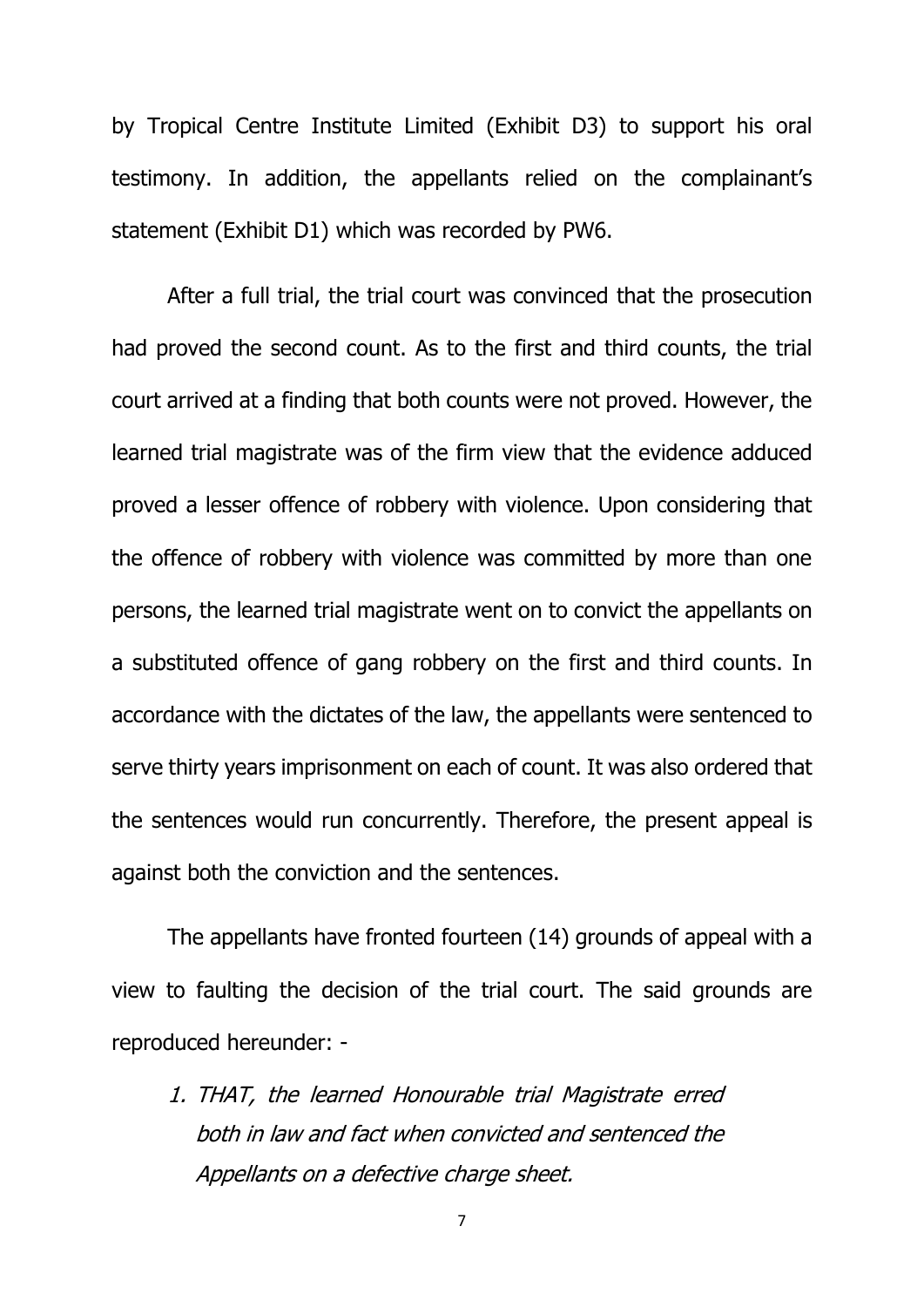by Tropical Centre Institute Limited (Exhibit D3) to support his oral testimony. In addition, the appellants relied on the complainant's statement (Exhibit D1) which was recorded by PW6.

After a full trial, the trial court was convinced that the prosecution had proved the second count. As to the first and third counts, the trial court arrived at a finding that both counts were not proved. However, the learned trial magistrate was of the firm view that the evidence adduced proved a lesser offence of robbery with violence. Upon considering that the offence of robbery with violence was committed by more than one persons, the learned trial magistrate went on to convict the appellants on a substituted offence of gang robbery on the first and third counts. In accordance with the dictates of the law, the appellants were sentenced to serve thirty years imprisonment on each of count. It was also ordered that the sentences would run concurrently. Therefore, the present appeal is against both the conviction and the sentences.

The appellants have fronted fourteen (14) grounds of appeal with a view to faulting the decision of the trial court. The said grounds are reproduced hereunder: -

1. *THAT, the learned Honourable trial Magistrate erred both in law and fact when convicted and sentenced the Appellants on a defective charge sheet.*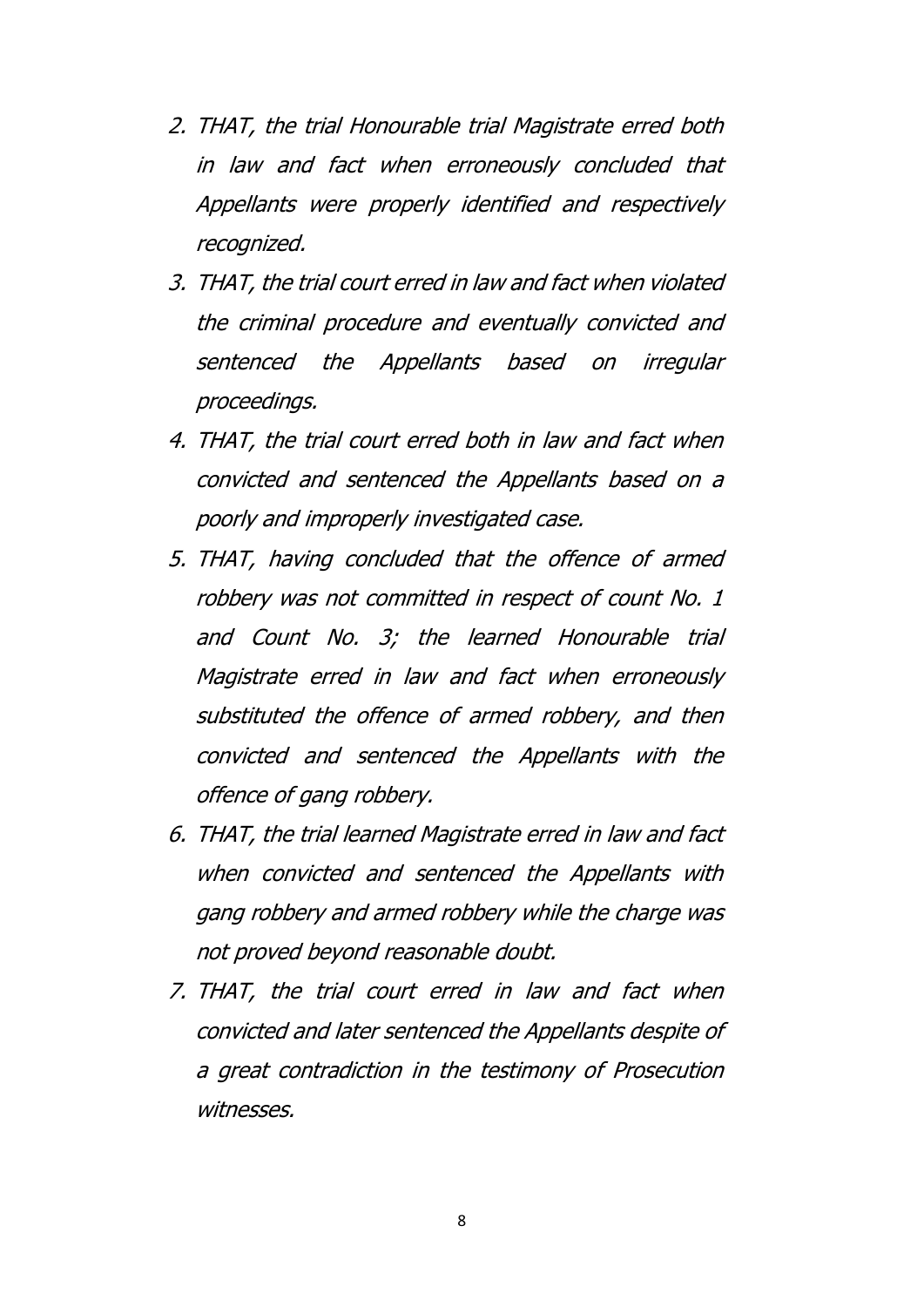2. *THAT, the trial Honourable trial Magistrate erred both in law and fact when erroneously concluded that Appellants were properly identified and respectively recognized.*
3. *THAT, the trial court erred in law and fact when violated the criminal procedure and eventually convicted and sentenced the Appellants based on irregular proceedings.*
4. *THAT, the trial court erred both in law and fact when convicted and sentenced the Appellants based on a poorly and improperly investigated case.*
5. *THAT, having concluded that the offence of armed robbery was not committed in respect of count No. 1 and Count No. 3; the learned Honourable trial Magistrate erred in law and fact when erroneously substituted the offence of armed robbery, and then convicted and sentenced the Appellants with the offence of gang robbery.*
6. *THAT, the trial learned Magistrate erred in law and fact when convicted and sentenced the Appellants with gang robbery and armed robbery while the charge was not proved beyond reasonable doubt.*
7. *THAT, the trial court erred in law and fact when convicted and later sentenced the Appellants despite of a great contradiction in the testimony of Prosecution witnesses.*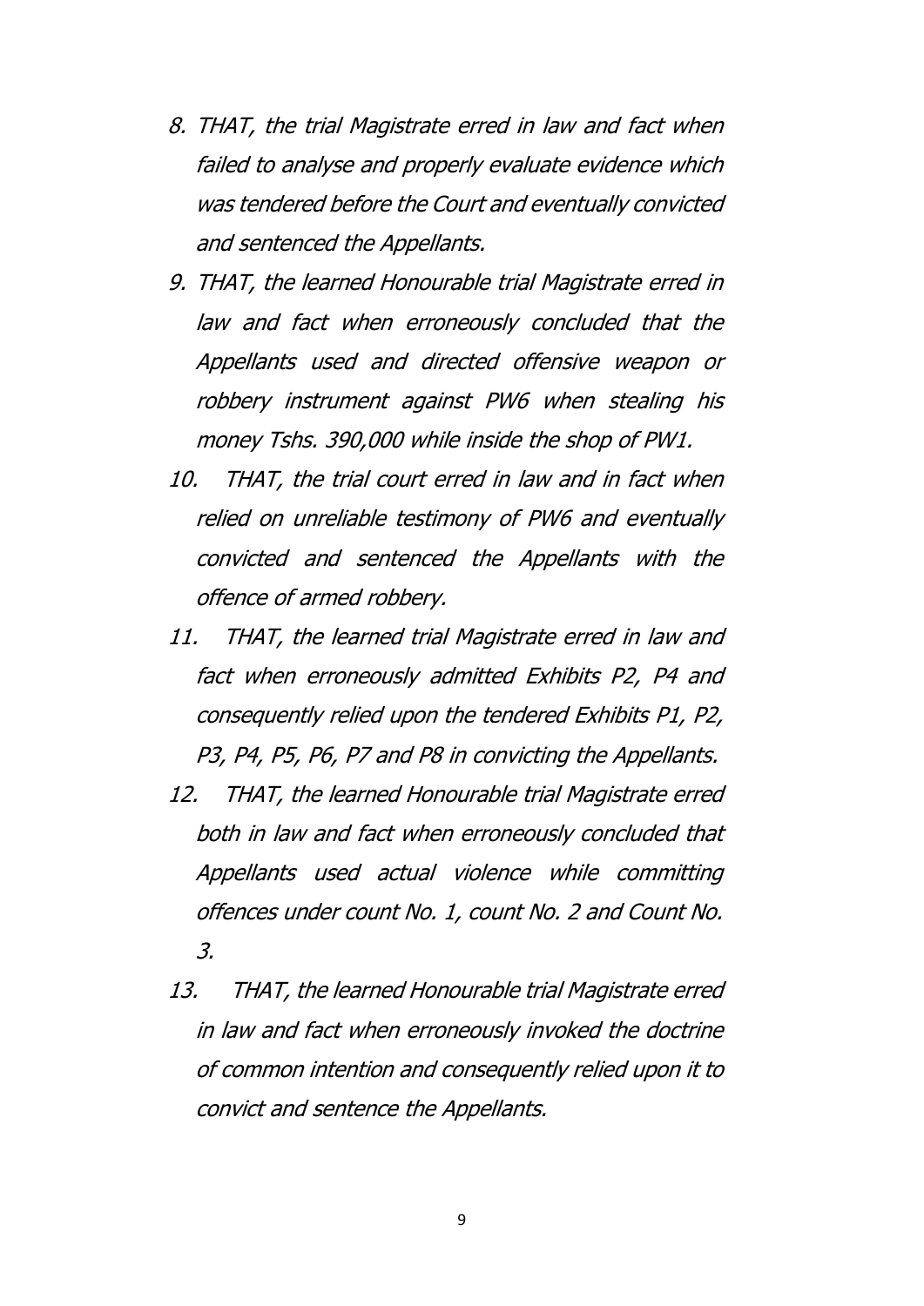8. *THAT, the trial Magistrate erred in law and fact when failed to analyse and properly evaluate evidence which was tendered before the Court and eventually convicted and sentenced the Appellants.*
9. *THAT, the learned Honourable trial Magistrate erred in law and fact when erroneously concluded that the Appellants used and directed offensive weapon or robbery instrument against PW6 when stealing his money Tshs. 390,000 while inside the shop of PW1.*
10. *THAT, the trial court erred in law and in fact when relied on unreliable testimony of PW6 and eventually convicted and sentenced the Appellants with the offence of armed robbery.*
11. *THAT, the learned trial Magistrate erred in law and fact when erroneously admitted Exhibits P2, P4 and consequently relied upon the tendered Exhibits P1, P2, P3, P4, P5, P6, P7 and P8 in convicting the Appellants.*
12. *THAT, the learned Honourable trial Magistrate erred both in law and fact when erroneously concluded that Appellants used actual violence while committing offences under count No. 1, count No. 2 and Count No. 3.*
13. *THAT, the learned Honourable trial Magistrate erred in law and fact when erroneously invoked the doctrine of common intention and consequently relied upon it to convict and sentence the Appellants.*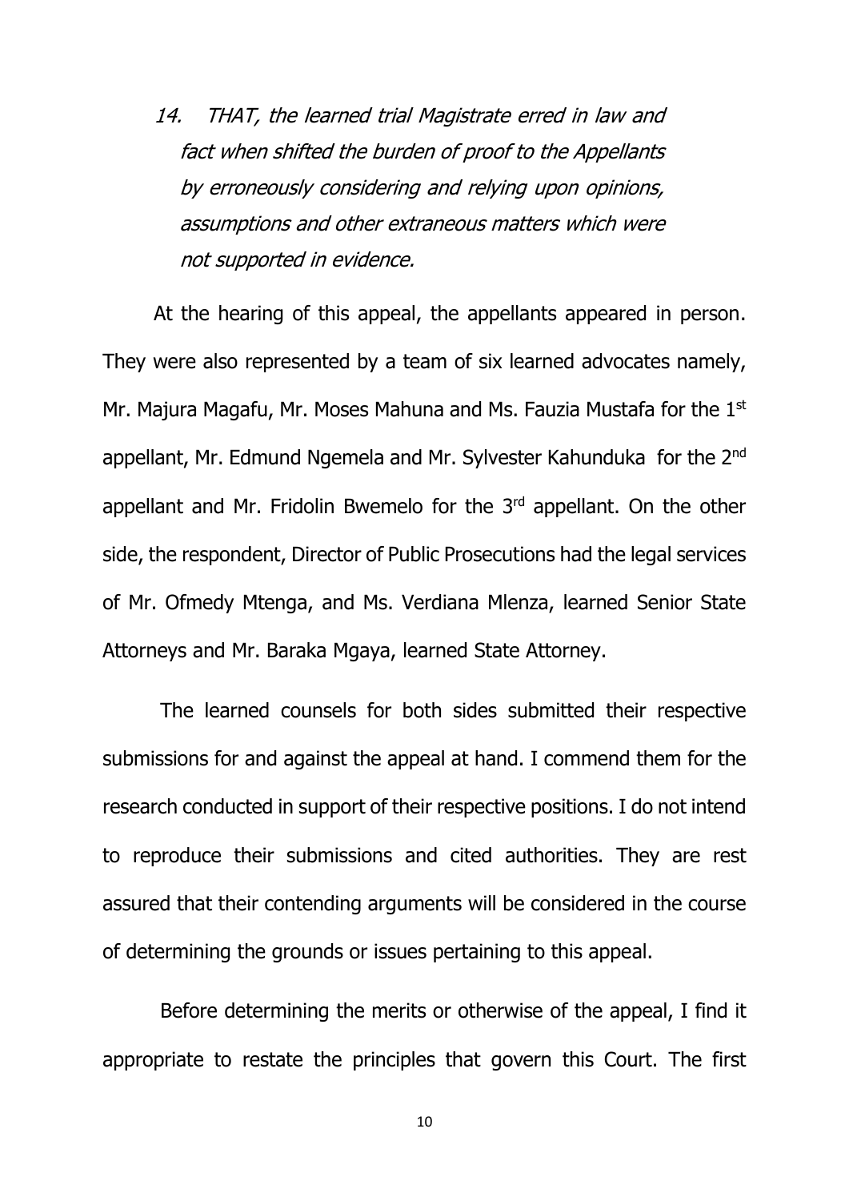*14. THAT, the learned trial Magistrate erred in law and fact when shifted the burden of proof to the Appellants by erroneously considering and relying upon opinions, assumptions and other extraneous matters which were not supported in evidence.*

At the hearing of this appeal, the appellants appeared in person. They were also represented by a team of six learned advocates namely, Mr. Majura Magafu, Mr. Moses Mahuna and Ms. Fauzia Mustafa for the 1st appellant, Mr. Edmund Ngemela and Mr. Sylvester Kahunduka for the 2nd appellant and Mr. Fridolin Bwemelo for the 3rd appellant. On the other side, the respondent, Director of Public Prosecutions had the legal services of Mr. Ofmedy Mtenga, and Ms. Verdiana Mlenza, learned Senior State Attorneys and Mr. Baraka Mgaya, learned State Attorney.

The learned counsels for both sides submitted their respective submissions for and against the appeal at hand. I commend them for the research conducted in support of their respective positions. I do not intend to reproduce their submissions and cited authorities. They are rest assured that their contending arguments will be considered in the course of determining the grounds or issues pertaining to this appeal.

Before determining the merits or otherwise of the appeal, I find it appropriate to restate the principles that govern this Court. The first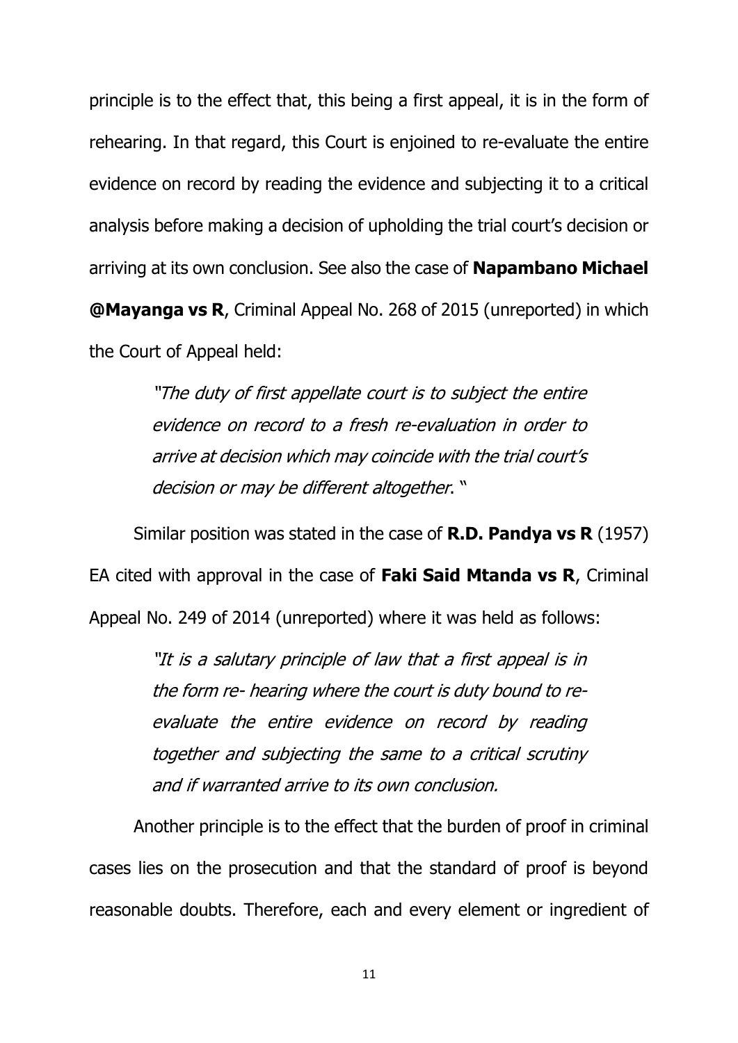principle is to the effect that, this being a first appeal, it is in the form of rehearing. In that regard, this Court is enjoined to re-evaluate the entire evidence on record by reading the evidence and subjecting it to a critical analysis before making a decision of upholding the trial court's decision or arriving at its own conclusion. See also the case of **Napambano Michael @Mayanga vs R**, Criminal Appeal No. 268 of 2015 (unreported) in which the Court of Appeal held:

> *"The duty of first appellate court is to subject the entire evidence on record to a fresh re-evaluation in order to arrive at decision which may coincide with the trial court's decision or may be different altogether*. "

Similar position was stated in the case of **R.D. Pandya vs R** (1957) EA cited with approval in the case of **Faki Said Mtanda vs R**, Criminal Appeal No. 249 of 2014 (unreported) where it was held as follows:

> *"It is a salutary principle of law that a first appeal is in the form re- hearing where the court is duty bound to re-evaluate the entire evidence on record by reading together and subjecting the same to a critical scrutiny and if warranted arrive to its own conclusion.*

Another principle is to the effect that the burden of proof in criminal cases lies on the prosecution and that the standard of proof is beyond reasonable doubts. Therefore, each and every element or ingredient of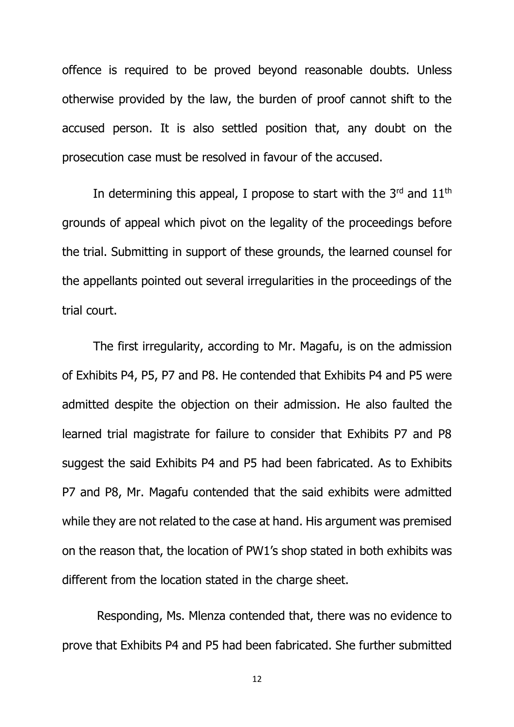offence is required to be proved beyond reasonable doubts. Unless otherwise provided by the law, the burden of proof cannot shift to the accused person. It is also settled position that, any doubt on the prosecution case must be resolved in favour of the accused.

In determining this appeal, I propose to start with the 3rd and 11th grounds of appeal which pivot on the legality of the proceedings before the trial. Submitting in support of these grounds, the learned counsel for the appellants pointed out several irregularities in the proceedings of the trial court.

The first irregularity, according to Mr. Magafu, is on the admission of Exhibits P4, P5, P7 and P8. He contended that Exhibits P4 and P5 were admitted despite the objection on their admission. He also faulted the learned trial magistrate for failure to consider that Exhibits P7 and P8 suggest the said Exhibits P4 and P5 had been fabricated. As to Exhibits P7 and P8, Mr. Magafu contended that the said exhibits were admitted while they are not related to the case at hand. His argument was premised on the reason that, the location of PW1's shop stated in both exhibits was different from the location stated in the charge sheet.

Responding, Ms. Mlenza contended that, there was no evidence to prove that Exhibits P4 and P5 had been fabricated. She further submitted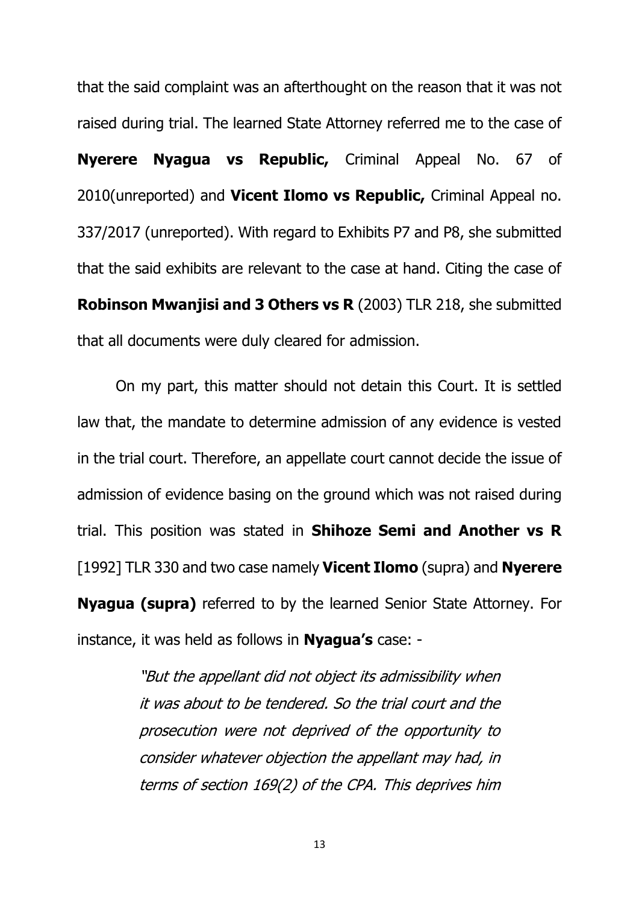that the said complaint was an afterthought on the reason that it was not raised during trial. The learned State Attorney referred me to the case of **Nyerere Nyagua vs Republic,** Criminal Appeal No. 67 of 2010(unreported) and **Vicent Ilomo vs Republic,** Criminal Appeal no. 337/2017 (unreported). With regard to Exhibits P7 and P8, she submitted that the said exhibits are relevant to the case at hand. Citing the case of **Robinson Mwanjisi and 3 Others vs R** (2003) TLR 218, she submitted that all documents were duly cleared for admission.

On my part, this matter should not detain this Court. It is settled law that, the mandate to determine admission of any evidence is vested in the trial court. Therefore, an appellate court cannot decide the issue of admission of evidence basing on the ground which was not raised during trial. This position was stated in **Shihoze Semi and Another vs R** [1992] TLR 330 and two case namely **Vicent Ilomo** (supra) and **Nyerere Nyagua (supra)** referred to by the learned Senior State Attorney. For instance, it was held as follows in **Nyagua's** case: -

> *"But the appellant did not object its admissibility when it was about to be tendered. So the trial court and the prosecution were not deprived of the opportunity to consider whatever objection the appellant may had, in terms of section 169(2) of the CPA. This deprives him*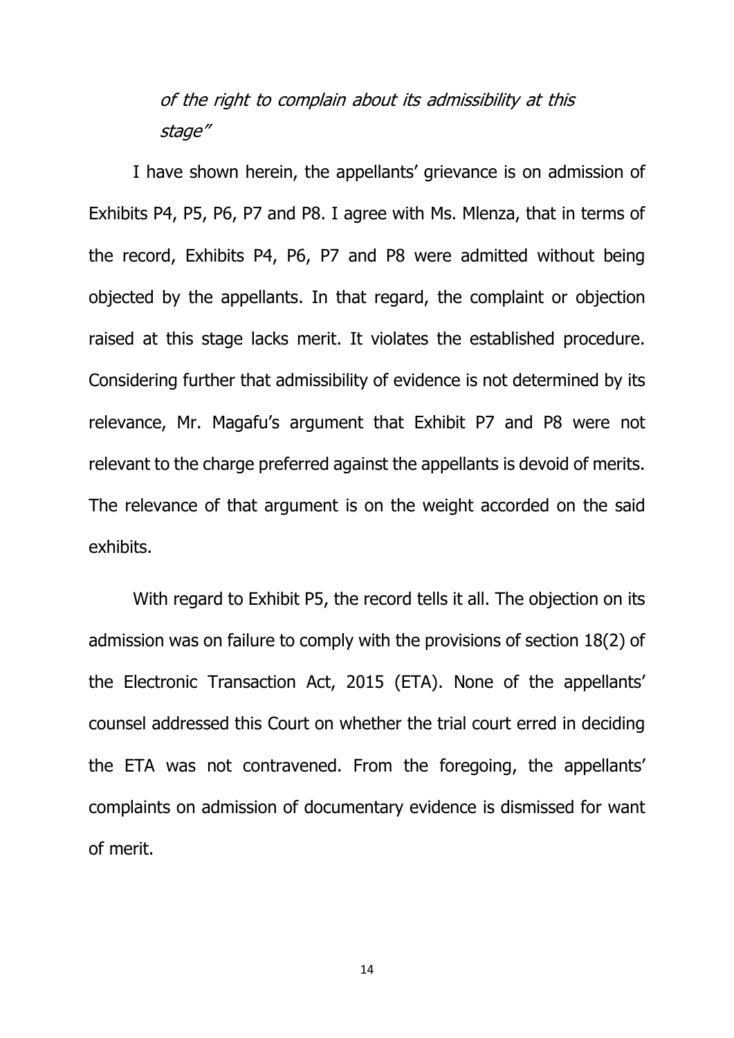> *of the right to complain about its admissibility at this stage"*

I have shown herein, the appellants' grievance is on admission of Exhibits P4, P5, P6, P7 and P8. I agree with Ms. Mlenza, that in terms of the record, Exhibits P4, P6, P7 and P8 were admitted without being objected by the appellants. In that regard, the complaint or objection raised at this stage lacks merit. It violates the established procedure. Considering further that admissibility of evidence is not determined by its relevance, Mr. Magafu's argument that Exhibit P7 and P8 were not relevant to the charge preferred against the appellants is devoid of merits. The relevance of that argument is on the weight accorded on the said exhibits.

With regard to Exhibit P5, the record tells it all. The objection on its admission was on failure to comply with the provisions of section 18(2) of the Electronic Transaction Act, 2015 (ETA). None of the appellants' counsel addressed this Court on whether the trial court erred in deciding the ETA was not contravened. From the foregoing, the appellants' complaints on admission of documentary evidence is dismissed for want of merit.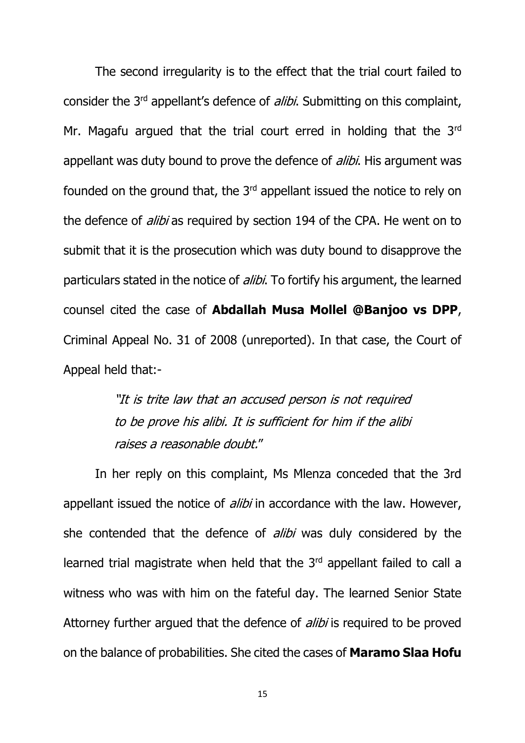The second irregularity is to the effect that the trial court failed to consider the 3rd appellant's defence of *alibi*. Submitting on this complaint, Mr. Magafu argued that the trial court erred in holding that the 3rd appellant was duty bound to prove the defence of *alibi*. His argument was founded on the ground that, the 3rd appellant issued the notice to rely on the defence of *alibi* as required by section 194 of the CPA. He went on to submit that it is the prosecution which was duty bound to disapprove the particulars stated in the notice of *alibi*. To fortify his argument, the learned counsel cited the case of **Abdallah Musa Mollel @Banjoo vs DPP**, Criminal Appeal No. 31 of 2008 (unreported). In that case, the Court of Appeal held that:-

> *"It is trite law that an accused person is not required to be prove his alibi. It is sufficient for him if the alibi raises a reasonable doubt."*

In her reply on this complaint, Ms Mlenza conceded that the 3rd appellant issued the notice of *alibi* in accordance with the law. However, she contended that the defence of *alibi* was duly considered by the learned trial magistrate when held that the 3rd appellant failed to call a witness who was with him on the fateful day. The learned Senior State Attorney further argued that the defence of *alibi* is required to be proved on the balance of probabilities. She cited the cases of **Maramo Slaa Hofu**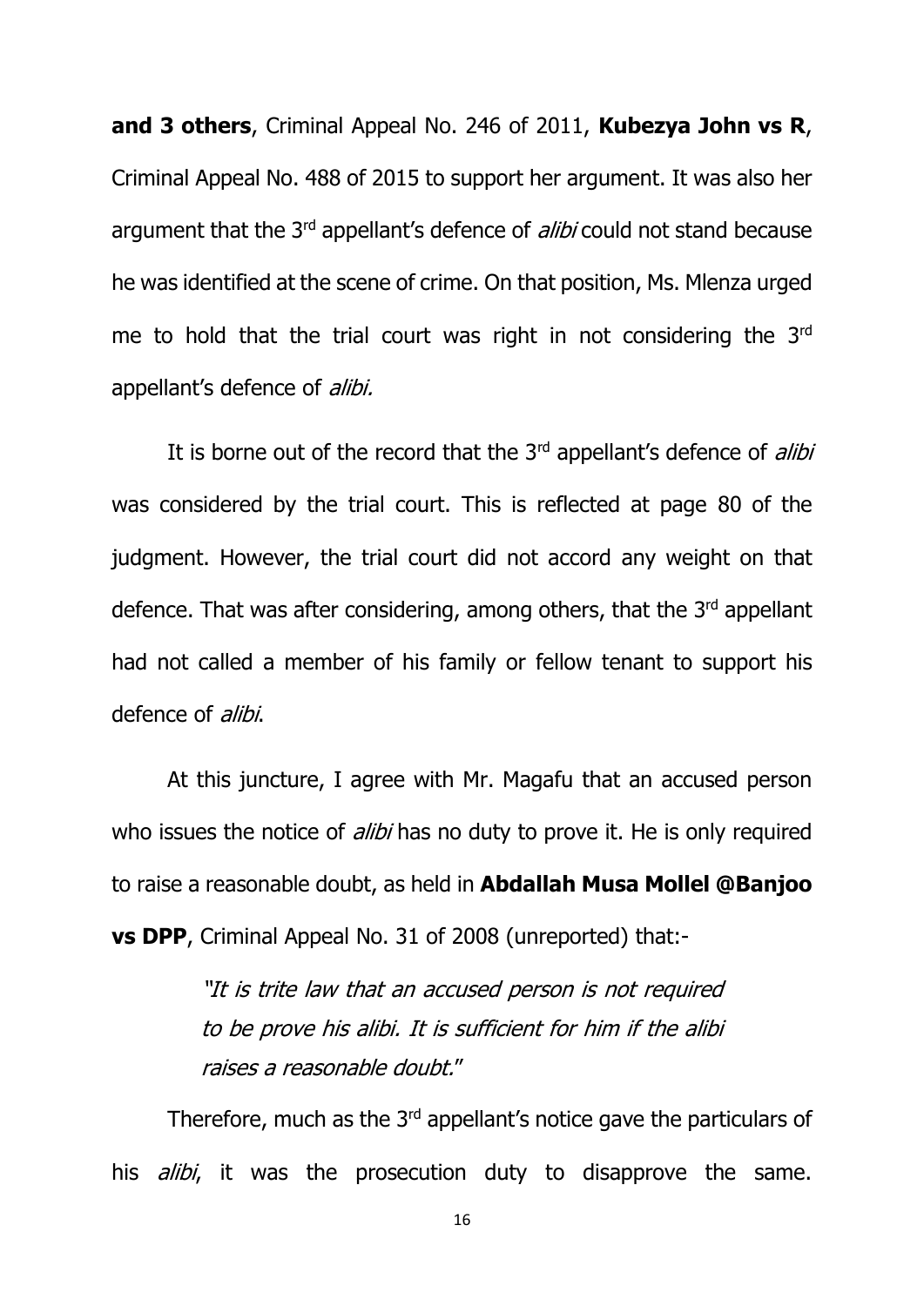**and 3 others**, Criminal Appeal No. 246 of 2011, **Kubezya John vs R**, Criminal Appeal No. 488 of 2015 to support her argument. It was also her argument that the 3rd appellant's defence of *alibi* could not stand because he was identified at the scene of crime. On that position, Ms. Mlenza urged me to hold that the trial court was right in not considering the 3rd appellant's defence of *alibi.*

It is borne out of the record that the 3rd appellant's defence of *alibi* was considered by the trial court. This is reflected at page 80 of the judgment. However, the trial court did not accord any weight on that defence. That was after considering, among others, that the 3rd appellant had not called a member of his family or fellow tenant to support his defence of *alibi*.

At this juncture, I agree with Mr. Magafu that an accused person who issues the notice of *alibi* has no duty to prove it. He is only required to raise a reasonable doubt, as held in **Abdallah Musa Mollel @Banjoo vs DPP**, Criminal Appeal No. 31 of 2008 (unreported) that:-

> *"It is trite law that an accused person is not required to be prove his alibi. It is sufficient for him if the alibi raises a reasonable doubt."*

Therefore, much as the 3rd appellant's notice gave the particulars of his *alibi*, it was the prosecution duty to disapprove the same.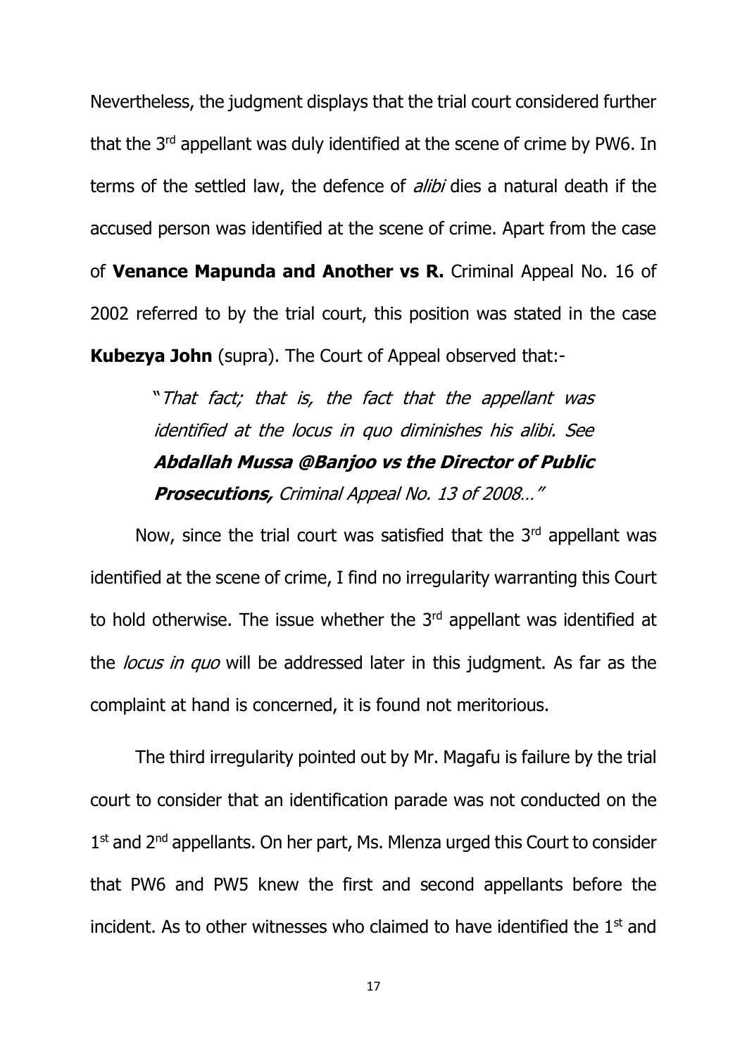Nevertheless, the judgment displays that the trial court considered further that the 3rd appellant was duly identified at the scene of crime by PW6. In terms of the settled law, the defence of *alibi* dies a natural death if the accused person was identified at the scene of crime. Apart from the case of **Venance Mapunda and Another vs R.** Criminal Appeal No. 16 of 2002 referred to by the trial court, this position was stated in the case **Kubezya John** (supra). The Court of Appeal observed that:-

> "*That fact; that is, the fact that the appellant was identified at the locus in quo diminishes his alibi. See* ***Abdallah Mussa @Banjoo vs the Director of Public Prosecutions,*** *Criminal Appeal No. 13 of 2008…"*

Now, since the trial court was satisfied that the 3rd appellant was identified at the scene of crime, I find no irregularity warranting this Court to hold otherwise. The issue whether the 3rd appellant was identified at the *locus in quo* will be addressed later in this judgment. As far as the complaint at hand is concerned, it is found not meritorious.

The third irregularity pointed out by Mr. Magafu is failure by the trial court to consider that an identification parade was not conducted on the 1st and 2nd appellants. On her part, Ms. Mlenza urged this Court to consider that PW6 and PW5 knew the first and second appellants before the incident. As to other witnesses who claimed to have identified the 1st and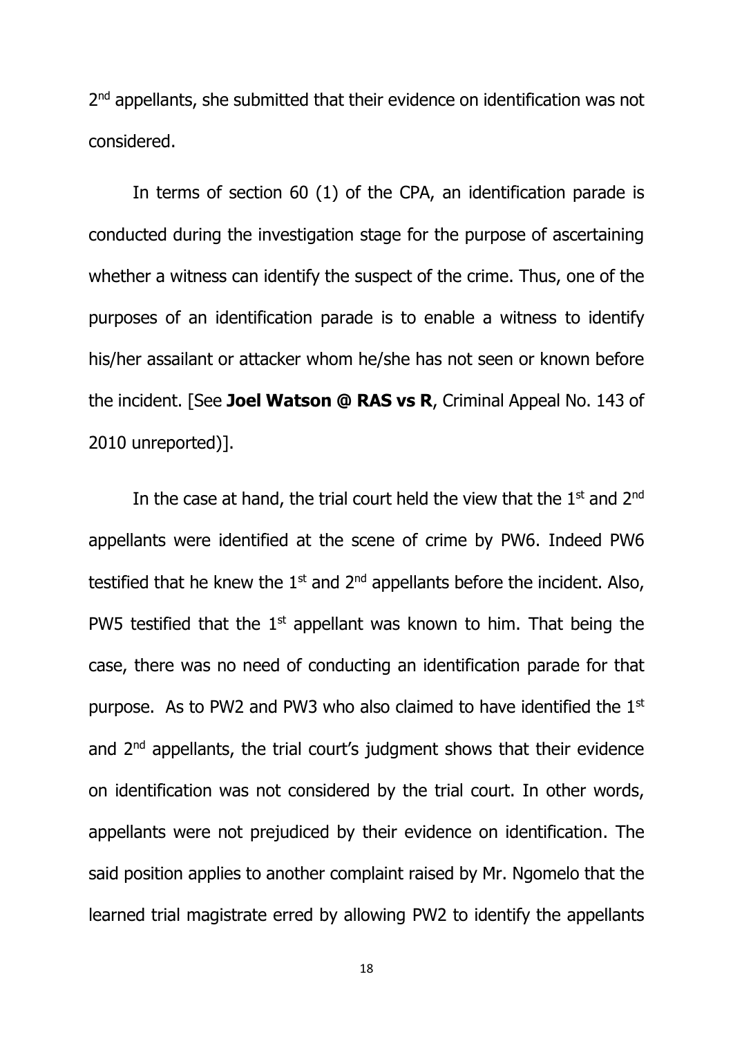2nd appellants, she submitted that their evidence on identification was not considered.

In terms of section 60 (1) of the CPA, an identification parade is conducted during the investigation stage for the purpose of ascertaining whether a witness can identify the suspect of the crime. Thus, one of the purposes of an identification parade is to enable a witness to identify his/her assailant or attacker whom he/she has not seen or known before the incident. [See **Joel Watson @ RAS vs R**, Criminal Appeal No. 143 of 2010 unreported)].

In the case at hand, the trial court held the view that the 1st and 2nd appellants were identified at the scene of crime by PW6. Indeed PW6 testified that he knew the 1st and 2nd appellants before the incident. Also, PW5 testified that the 1st appellant was known to him. That being the case, there was no need of conducting an identification parade for that purpose. As to PW2 and PW3 who also claimed to have identified the 1st and 2nd appellants, the trial court's judgment shows that their evidence on identification was not considered by the trial court. In other words, appellants were not prejudiced by their evidence on identification. The said position applies to another complaint raised by Mr. Ngomelo that the learned trial magistrate erred by allowing PW2 to identify the appellants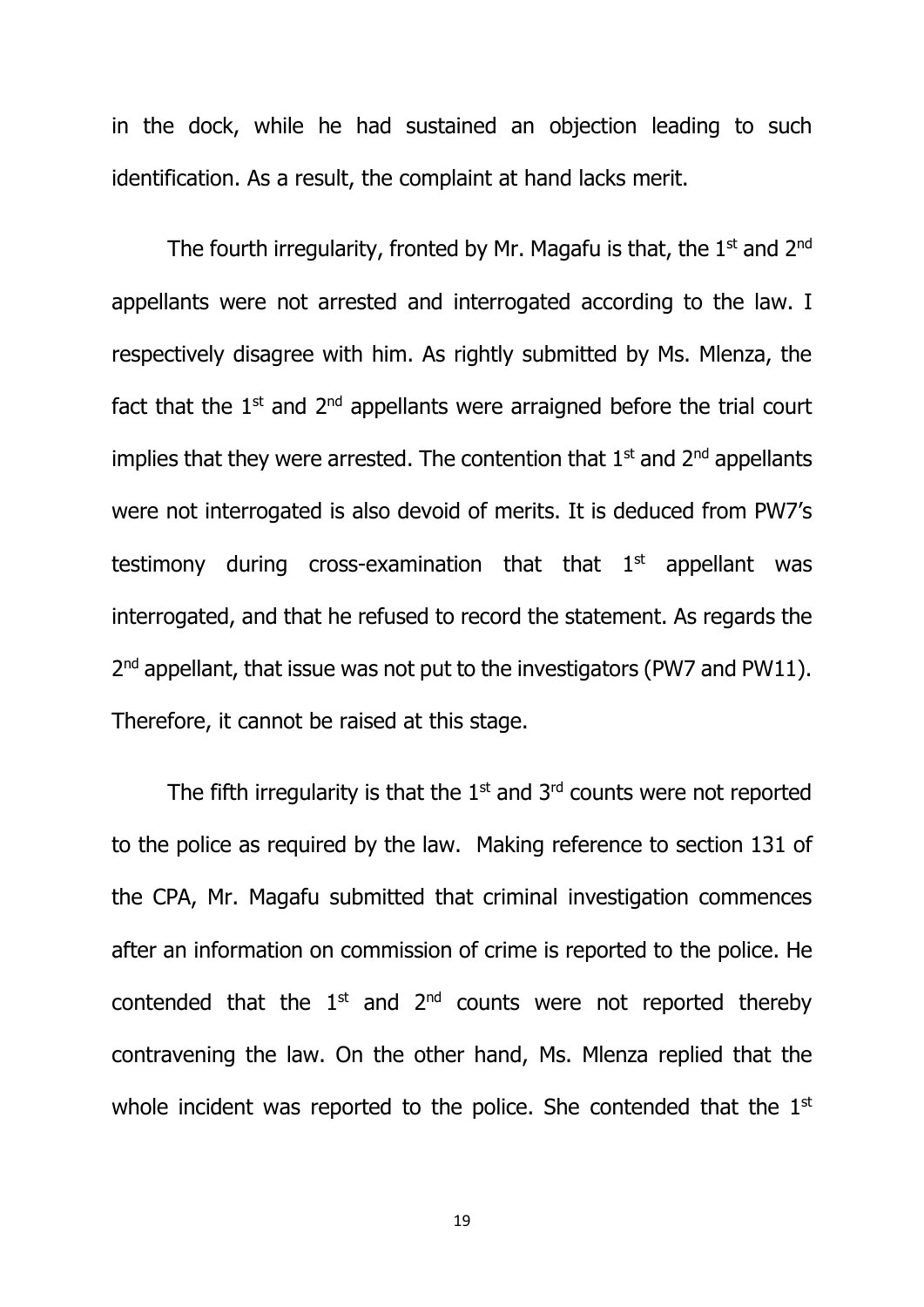in the dock, while he had sustained an objection leading to such identification. As a result, the complaint at hand lacks merit.

The fourth irregularity, fronted by Mr. Magafu is that, the 1st and 2nd appellants were not arrested and interrogated according to the law. I respectively disagree with him. As rightly submitted by Ms. Mlenza, the fact that the 1st and 2nd appellants were arraigned before the trial court implies that they were arrested. The contention that 1st and 2nd appellants were not interrogated is also devoid of merits. It is deduced from PW7's testimony during cross-examination that that 1st appellant was interrogated, and that he refused to record the statement. As regards the 2nd appellant, that issue was not put to the investigators (PW7 and PW11). Therefore, it cannot be raised at this stage.

The fifth irregularity is that the 1st and 3rd counts were not reported to the police as required by the law. Making reference to section 131 of the CPA, Mr. Magafu submitted that criminal investigation commences after an information on commission of crime is reported to the police. He contended that the 1st and 2nd counts were not reported thereby contravening the law. On the other hand, Ms. Mlenza replied that the whole incident was reported to the police. She contended that the 1st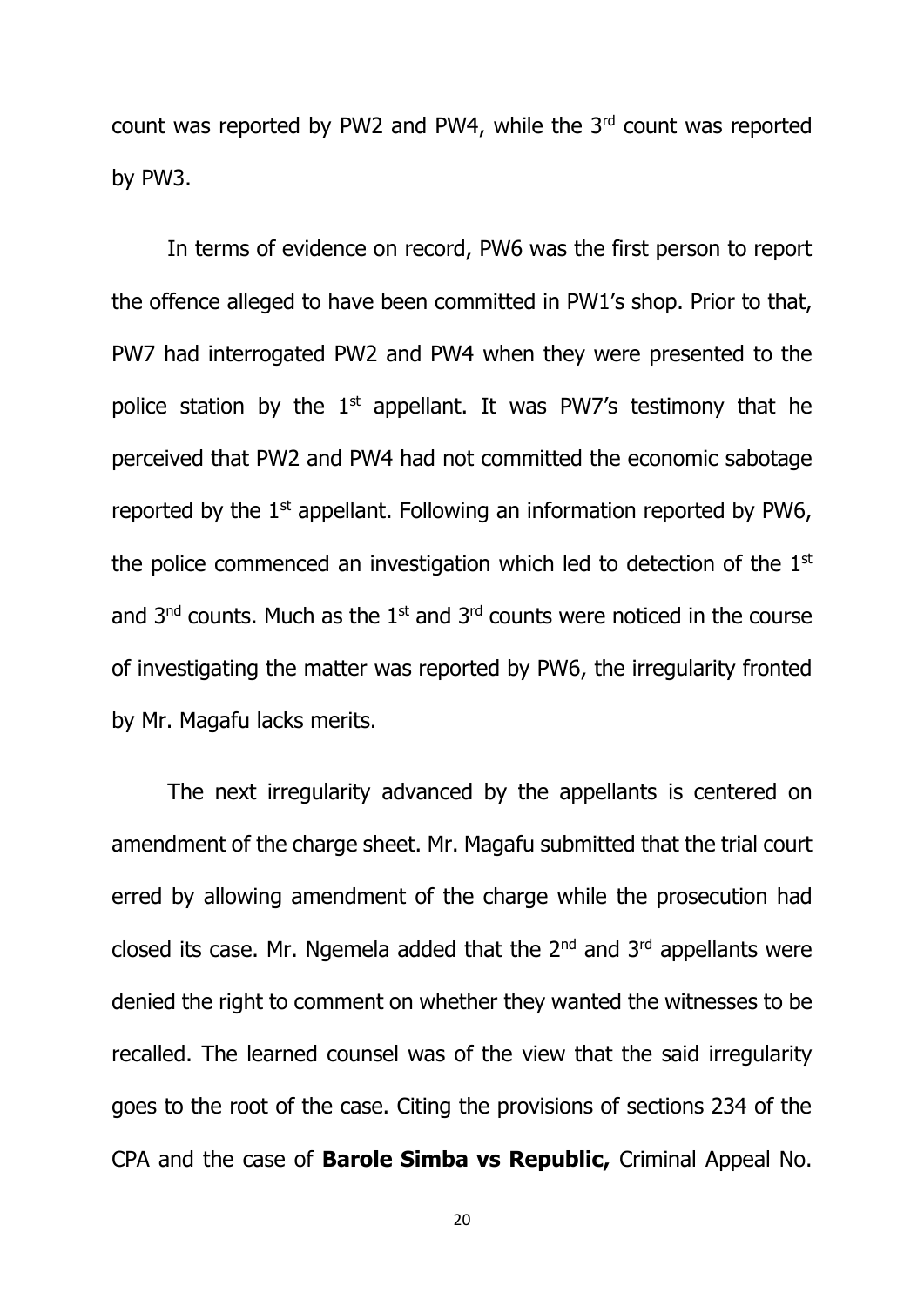count was reported by PW2 and PW4, while the 3rd count was reported by PW3.

In terms of evidence on record, PW6 was the first person to report the offence alleged to have been committed in PW1's shop. Prior to that, PW7 had interrogated PW2 and PW4 when they were presented to the police station by the 1st appellant. It was PW7's testimony that he perceived that PW2 and PW4 had not committed the economic sabotage reported by the 1st appellant. Following an information reported by PW6, the police commenced an investigation which led to detection of the 1st and 3nd counts. Much as the 1st and 3rd counts were noticed in the course of investigating the matter was reported by PW6, the irregularity fronted by Mr. Magafu lacks merits.

The next irregularity advanced by the appellants is centered on amendment of the charge sheet. Mr. Magafu submitted that the trial court erred by allowing amendment of the charge while the prosecution had closed its case. Mr. Ngemela added that the 2nd and 3rd appellants were denied the right to comment on whether they wanted the witnesses to be recalled. The learned counsel was of the view that the said irregularity goes to the root of the case. Citing the provisions of sections 234 of the CPA and the case of **Barole Simba vs Republic,** Criminal Appeal No.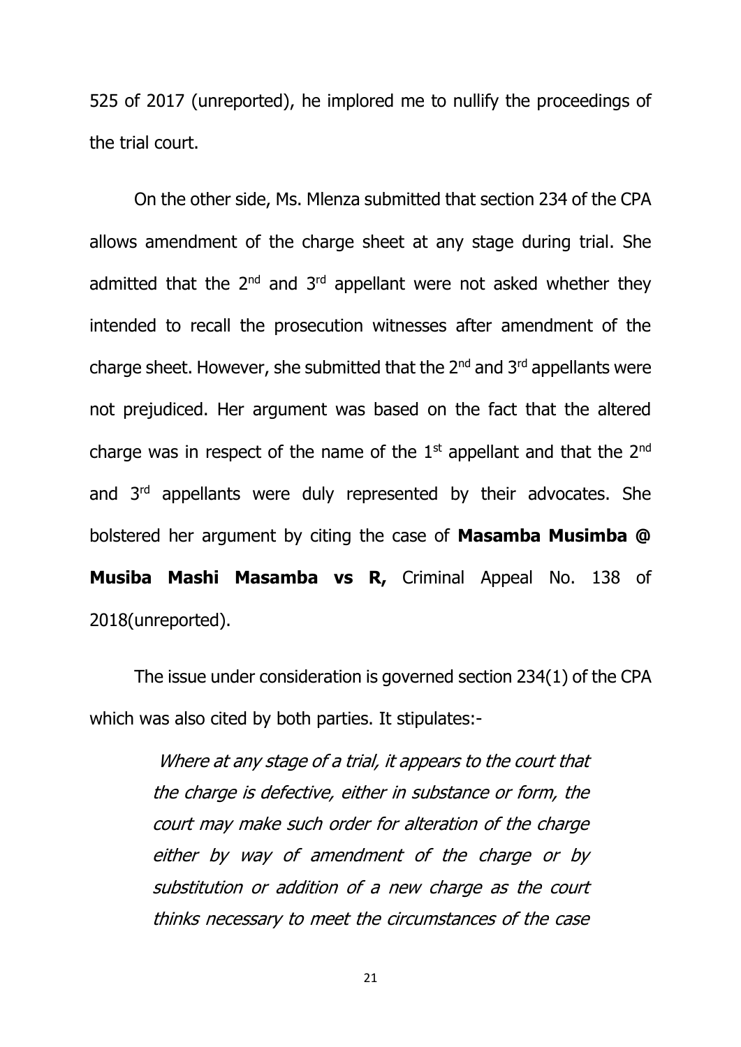525 of 2017 (unreported), he implored me to nullify the proceedings of the trial court.

On the other side, Ms. Mlenza submitted that section 234 of the CPA allows amendment of the charge sheet at any stage during trial. She admitted that the 2nd and 3rd appellant were not asked whether they intended to recall the prosecution witnesses after amendment of the charge sheet. However, she submitted that the 2nd and 3rd appellants were not prejudiced. Her argument was based on the fact that the altered charge was in respect of the name of the 1st appellant and that the 2nd and 3rd appellants were duly represented by their advocates. She bolstered her argument by citing the case of **Masamba Musimba @ Musiba Mashi Masamba vs R,** Criminal Appeal No. 138 of 2018(unreported).

The issue under consideration is governed section 234(1) of the CPA which was also cited by both parties. It stipulates:-

> *Where at any stage of a trial, it appears to the court that the charge is defective, either in substance or form, the court may make such order for alteration of the charge either by way of amendment of the charge or by substitution or addition of a new charge as the court thinks necessary to meet the circumstances of the case*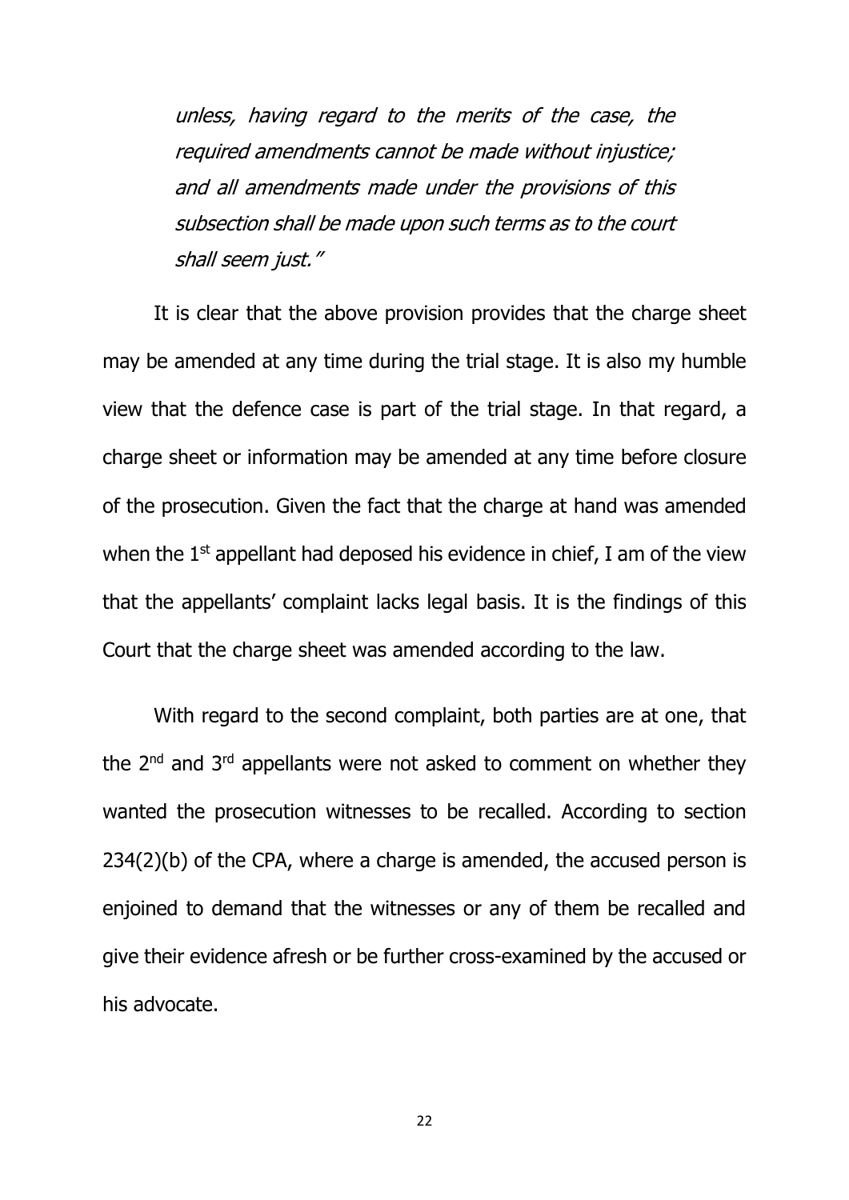> *unless, having regard to the merits of the case, the required amendments cannot be made without injustice; and all amendments made under the provisions of this subsection shall be made upon such terms as to the court shall seem just."*

It is clear that the above provision provides that the charge sheet may be amended at any time during the trial stage. It is also my humble view that the defence case is part of the trial stage. In that regard, a charge sheet or information may be amended at any time before closure of the prosecution. Given the fact that the charge at hand was amended when the 1st appellant had deposed his evidence in chief, I am of the view that the appellants' complaint lacks legal basis. It is the findings of this Court that the charge sheet was amended according to the law.

With regard to the second complaint, both parties are at one, that the 2nd and 3rd appellants were not asked to comment on whether they wanted the prosecution witnesses to be recalled. According to section 234(2)(b) of the CPA, where a charge is amended, the accused person is enjoined to demand that the witnesses or any of them be recalled and give their evidence afresh or be further cross-examined by the accused or his advocate.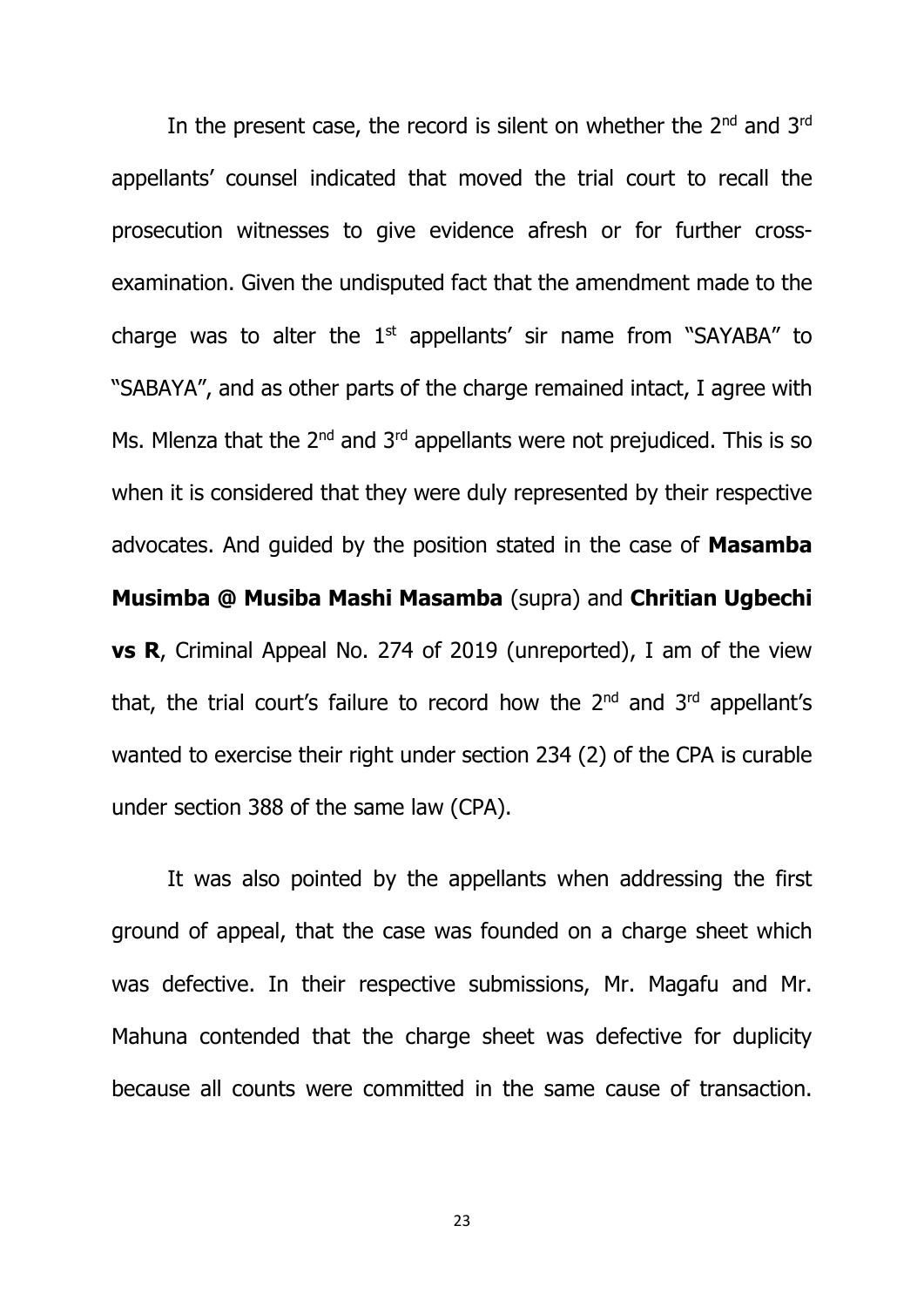In the present case, the record is silent on whether the 2nd and 3rd appellants' counsel indicated that moved the trial court to recall the prosecution witnesses to give evidence afresh or for further cross-examination. Given the undisputed fact that the amendment made to the charge was to alter the 1st appellants' sir name from "SAYABA" to "SABAYA", and as other parts of the charge remained intact, I agree with Ms. Mlenza that the 2nd and 3rd appellants were not prejudiced. This is so when it is considered that they were duly represented by their respective advocates. And guided by the position stated in the case of **Masamba Musimba @ Musiba Mashi Masamba** (supra) and **Chritian Ugbechi vs R**, Criminal Appeal No. 274 of 2019 (unreported), I am of the view that, the trial court's failure to record how the 2nd and 3rd appellant's wanted to exercise their right under section 234 (2) of the CPA is curable under section 388 of the same law (CPA).

It was also pointed by the appellants when addressing the first ground of appeal, that the case was founded on a charge sheet which was defective. In their respective submissions, Mr. Magafu and Mr. Mahuna contended that the charge sheet was defective for duplicity because all counts were committed in the same cause of transaction.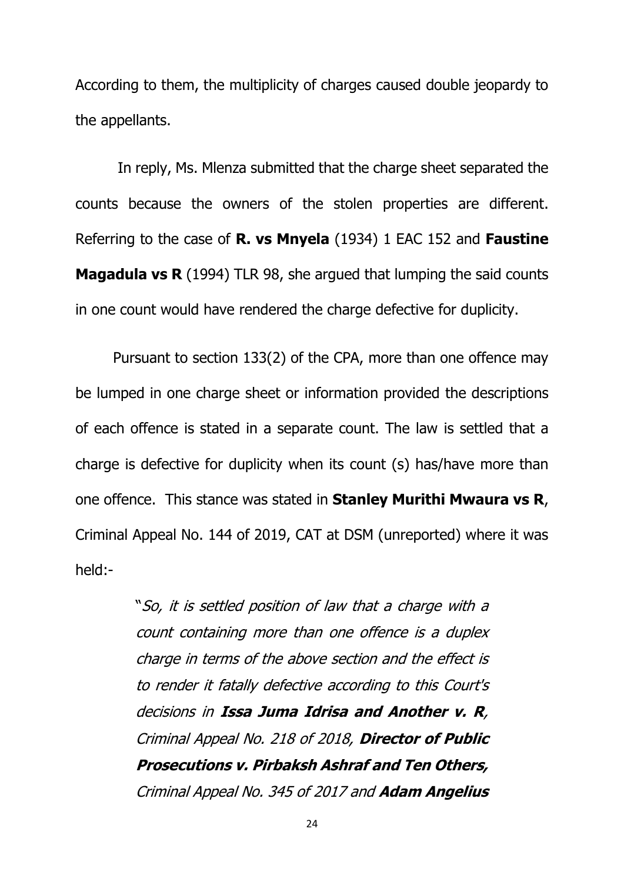According to them, the multiplicity of charges caused double jeopardy to the appellants.

In reply, Ms. Mlenza submitted that the charge sheet separated the counts because the owners of the stolen properties are different. Referring to the case of **R. vs Mnyela** (1934) 1 EAC 152 and **Faustine Magadula vs R** (1994) TLR 98, she argued that lumping the said counts in one count would have rendered the charge defective for duplicity.

Pursuant to section 133(2) of the CPA, more than one offence may be lumped in one charge sheet or information provided the descriptions of each offence is stated in a separate count. The law is settled that a charge is defective for duplicity when its count (s) has/have more than one offence. This stance was stated in **Stanley Murithi Mwaura vs R**, Criminal Appeal No. 144 of 2019, CAT at DSM (unreported) where it was held:-

> "*So, it is settled position of law that a charge with a count containing more than one offence is a duplex charge in terms of the above section and the effect is to render it fatally defective according to this Court's decisions in* ***Issa Juma Idrisa and Another v. R****, Criminal Appeal No. 218 of 2018,* ***Director of Public Prosecutions v. Pirbaksh Ashraf and Ten Others,*** *Criminal Appeal No. 345 of 2017 and* ***Adam Angelius***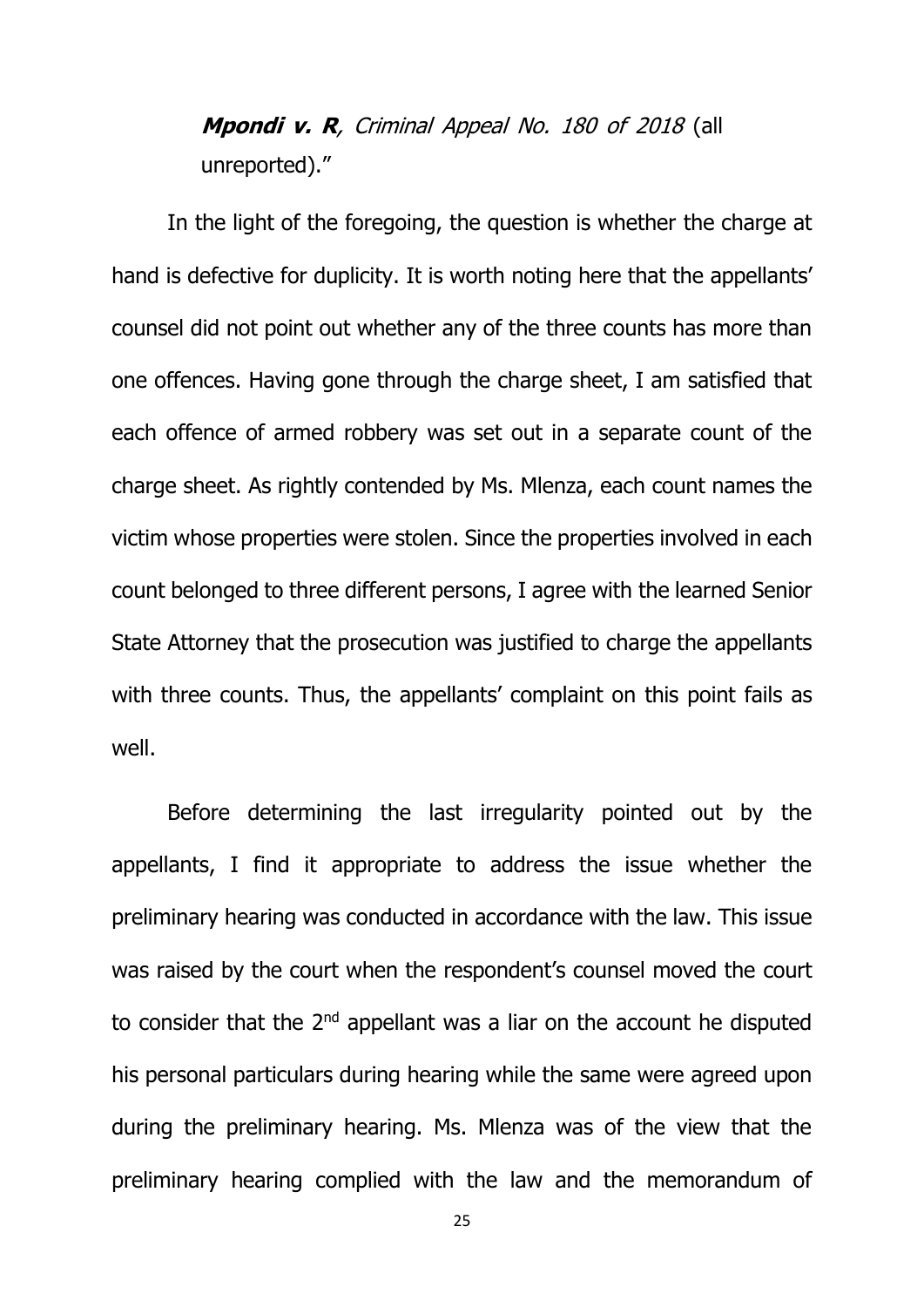> ***Mpondi v. R***, *Criminal Appeal No. 180 of 2018* (all unreported)."

In the light of the foregoing, the question is whether the charge at hand is defective for duplicity. It is worth noting here that the appellants' counsel did not point out whether any of the three counts has more than one offences. Having gone through the charge sheet, I am satisfied that each offence of armed robbery was set out in a separate count of the charge sheet. As rightly contended by Ms. Mlenza, each count names the victim whose properties were stolen. Since the properties involved in each count belonged to three different persons, I agree with the learned Senior State Attorney that the prosecution was justified to charge the appellants with three counts. Thus, the appellants' complaint on this point fails as well.

Before determining the last irregularity pointed out by the appellants, I find it appropriate to address the issue whether the preliminary hearing was conducted in accordance with the law. This issue was raised by the court when the respondent's counsel moved the court to consider that the 2nd appellant was a liar on the account he disputed his personal particulars during hearing while the same were agreed upon during the preliminary hearing. Ms. Mlenza was of the view that the preliminary hearing complied with the law and the memorandum of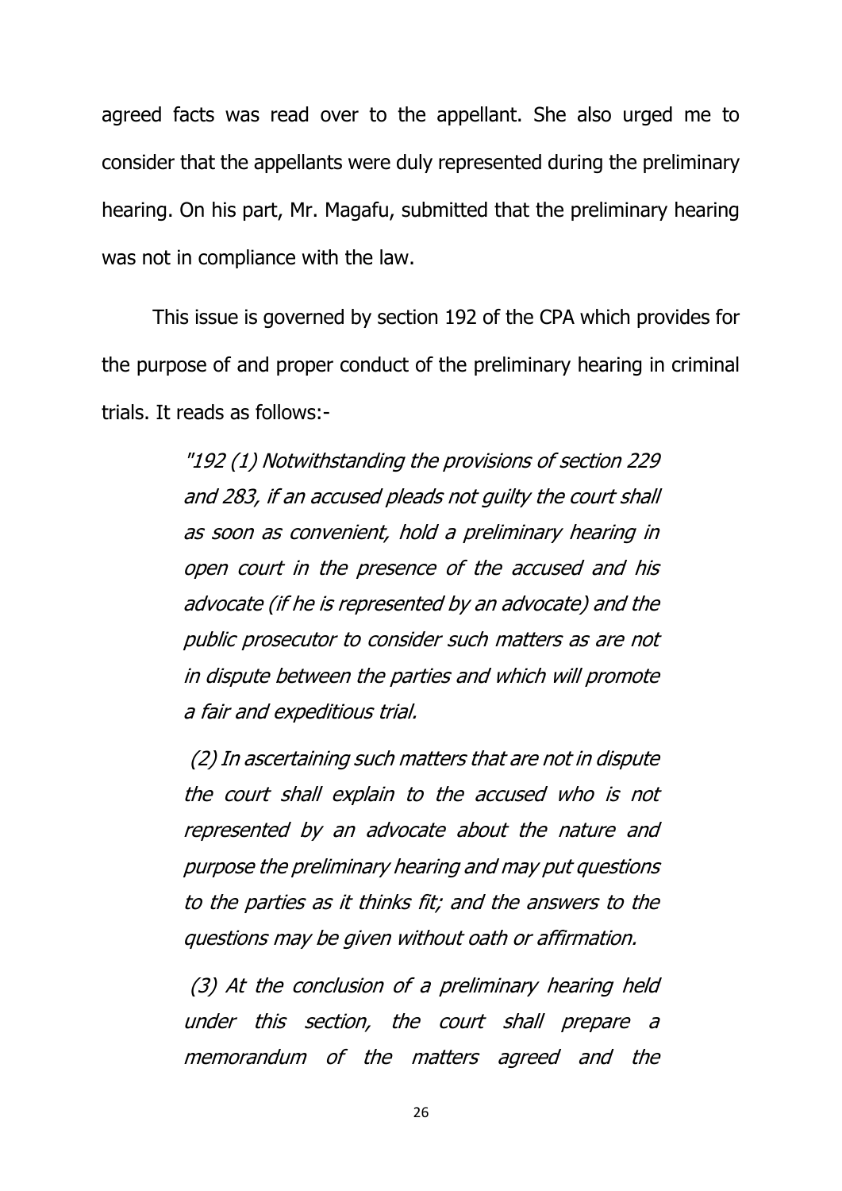agreed facts was read over to the appellant. She also urged me to consider that the appellants were duly represented during the preliminary hearing. On his part, Mr. Magafu, submitted that the preliminary hearing was not in compliance with the law.

This issue is governed by section 192 of the CPA which provides for the purpose of and proper conduct of the preliminary hearing in criminal trials. It reads as follows:-

> *"192 (1) Notwithstanding the provisions of section 229 and 283, if an accused pleads not guilty the court shall as soon as convenient, hold a preliminary hearing in open court in the presence of the accused and his advocate (if he is represented by an advocate) and the public prosecutor to consider such matters as are not in dispute between the parties and which will promote a fair and expeditious trial.*
>
> *(2) In ascertaining such matters that are not in dispute the court shall explain to the accused who is not represented by an advocate about the nature and purpose the preliminary hearing and may put questions to the parties as it thinks fit; and the answers to the questions may be given without oath or affirmation.*
>
> *(3) At the conclusion of a preliminary hearing held under this section, the court shall prepare a memorandum of the matters agreed and the*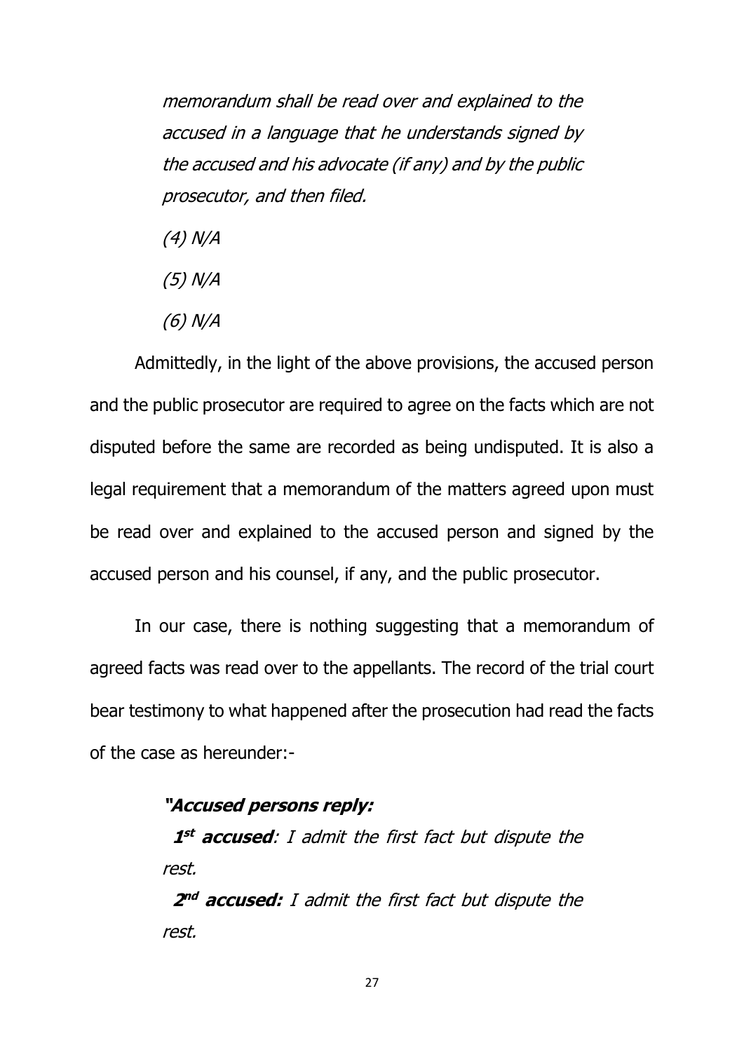*memorandum shall be read over and explained to the accused in a language that he understands signed by the accused and his advocate (if any) and by the public prosecutor, and then filed.*

*(4) N/A*

*(5) N/A*

*(6) N/A*

Admittedly, in the light of the above provisions, the accused person and the public prosecutor are required to agree on the facts which are not disputed before the same are recorded as being undisputed. It is also a legal requirement that a memorandum of the matters agreed upon must be read over and explained to the accused person and signed by the accused person and his counsel, if any, and the public prosecutor.

In our case, there is nothing suggesting that a memorandum of agreed facts was read over to the appellants. The record of the trial court bear testimony to what happened after the prosecution had read the facts of the case as hereunder:-

> ***"Accused persons reply:***
>
> ***1st accused****: I admit the first fact but dispute the rest.*
>
> ***2nd accused:*** *I admit the first fact but dispute the rest.*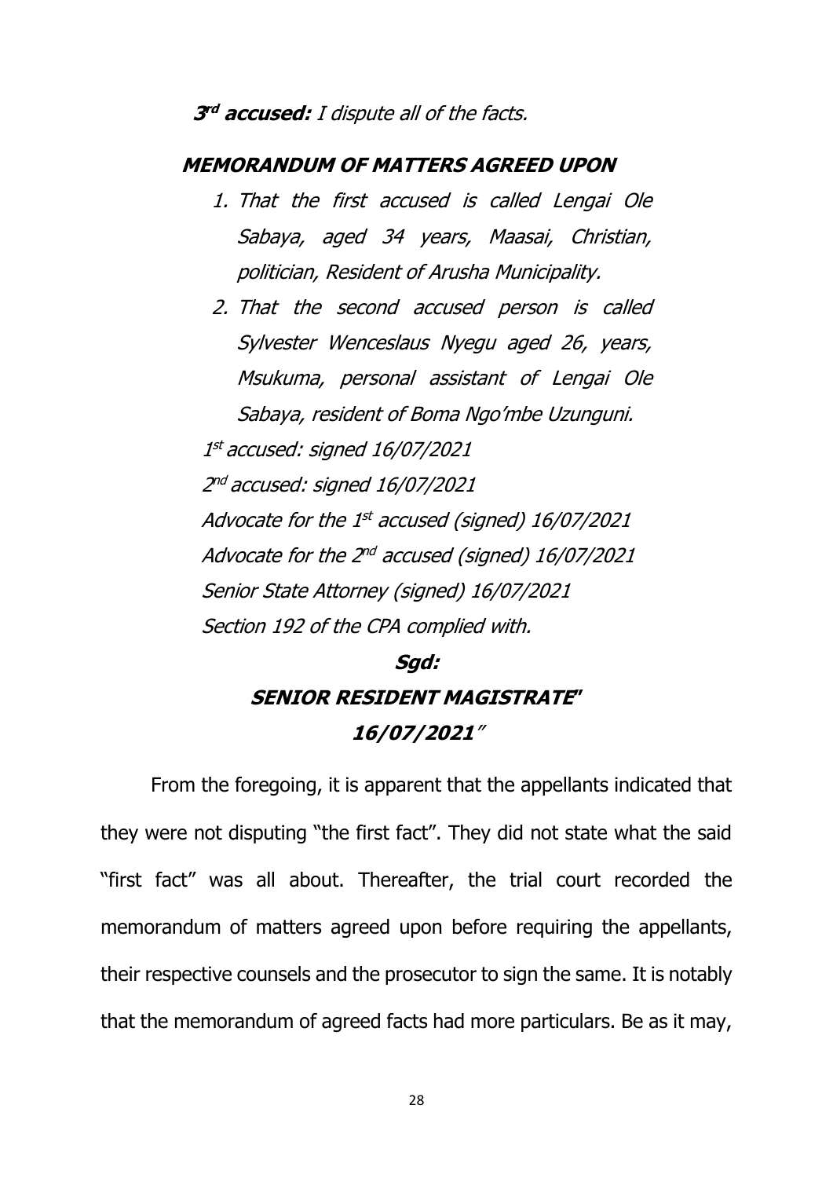***3rd accused:*** *I dispute all of the facts.*

***MEMORANDUM OF MATTERS AGREED UPON***

1. *That the first accused is called Lengai Ole Sabaya, aged 34 years, Maasai, Christian, politician, Resident of Arusha Municipality.*
2. *That the second accused person is called Sylvester Wenceslaus Nyegu aged 26, years, Msukuma, personal assistant of Lengai Ole Sabaya, resident of Boma Ngo'mbe Uzunguni.*

*1st accused: signed 16/07/2021*

*2nd accused: signed 16/07/2021*

*Advocate for the 1st accused (signed) 16/07/2021*

*Advocate for the 2nd accused (signed) 16/07/2021*

*Senior State Attorney (signed) 16/07/2021*

*Section 192 of the CPA complied with.*

***Sgd:***

***SENIOR RESIDENT MAGISTRATE"***

***16/07/2021"***

From the foregoing, it is apparent that the appellants indicated that they were not disputing "the first fact". They did not state what the said "first fact" was all about. Thereafter, the trial court recorded the memorandum of matters agreed upon before requiring the appellants, their respective counsels and the prosecutor to sign the same. It is notably that the memorandum of agreed facts had more particulars. Be as it may,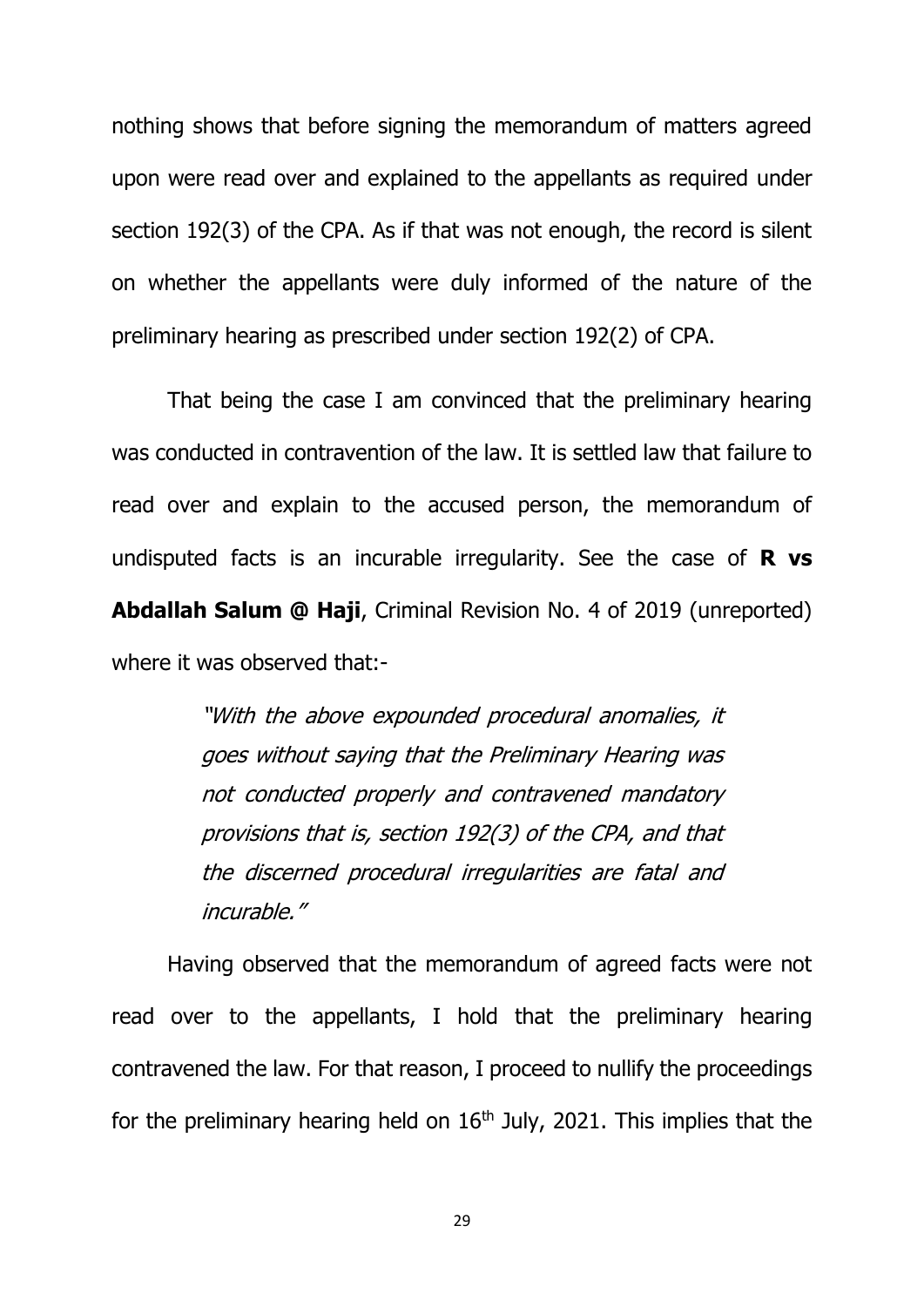nothing shows that before signing the memorandum of matters agreed upon were read over and explained to the appellants as required under section 192(3) of the CPA. As if that was not enough, the record is silent on whether the appellants were duly informed of the nature of the preliminary hearing as prescribed under section 192(2) of CPA.

That being the case I am convinced that the preliminary hearing was conducted in contravention of the law. It is settled law that failure to read over and explain to the accused person, the memorandum of undisputed facts is an incurable irregularity. See the case of **R vs Abdallah Salum @ Haji**, Criminal Revision No. 4 of 2019 (unreported) where it was observed that:-

> *"With the above expounded procedural anomalies, it goes without saying that the Preliminary Hearing was not conducted properly and contravened mandatory provisions that is, section 192(3) of the CPA, and that the discerned procedural irregularities are fatal and incurable."*

Having observed that the memorandum of agreed facts were not read over to the appellants, I hold that the preliminary hearing contravened the law. For that reason, I proceed to nullify the proceedings for the preliminary hearing held on 16th July, 2021. This implies that the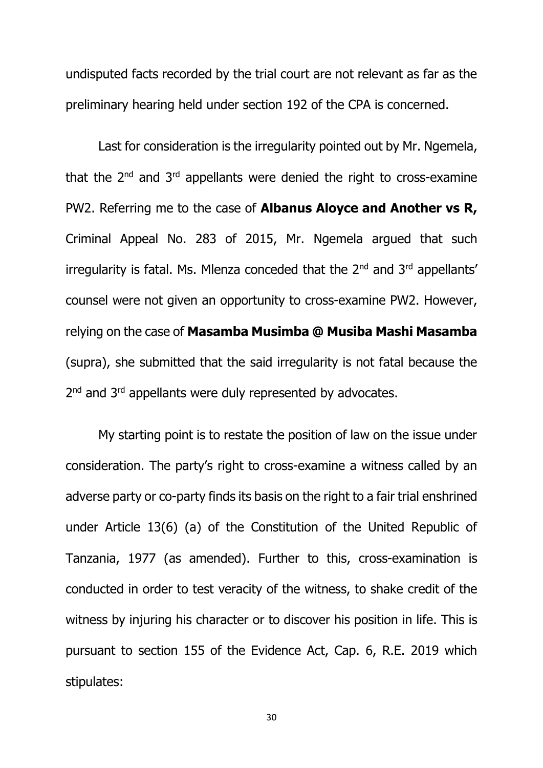undisputed facts recorded by the trial court are not relevant as far as the preliminary hearing held under section 192 of the CPA is concerned.

Last for consideration is the irregularity pointed out by Mr. Ngemela, that the 2nd and 3rd appellants were denied the right to cross-examine PW2. Referring me to the case of **Albanus Aloyce and Another vs R,** Criminal Appeal No. 283 of 2015, Mr. Ngemela argued that such irregularity is fatal. Ms. Mlenza conceded that the 2nd and 3rd appellants' counsel were not given an opportunity to cross-examine PW2. However, relying on the case of **Masamba Musimba @ Musiba Mashi Masamba** (supra), she submitted that the said irregularity is not fatal because the 2nd and 3rd appellants were duly represented by advocates.

My starting point is to restate the position of law on the issue under consideration. The party's right to cross-examine a witness called by an adverse party or co-party finds its basis on the right to a fair trial enshrined under Article 13(6) (a) of the Constitution of the United Republic of Tanzania, 1977 (as amended). Further to this, cross-examination is conducted in order to test veracity of the witness, to shake credit of the witness by injuring his character or to discover his position in life. This is pursuant to section 155 of the Evidence Act, Cap. 6, R.E. 2019 which stipulates: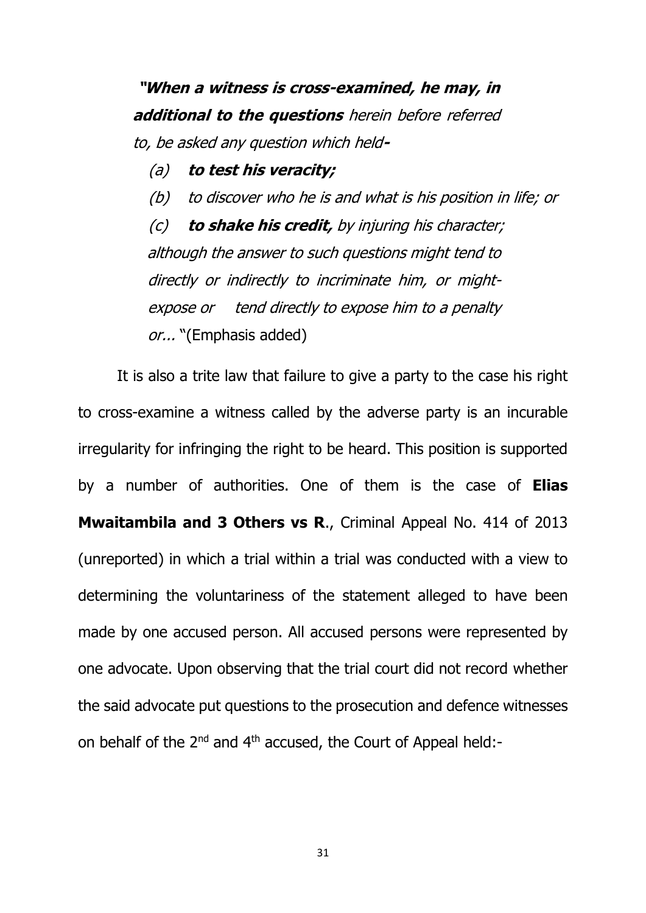> ***"When a witness is cross-examined, he may, in additional to the questions*** *herein before referred to, be asked any question which held**-***
>
> *(a)* ***to test his veracity;***
>
> *(b) to discover who he is and what is his position in life; or*
>
> *(c)* ***to shake his credit,*** *by injuring his character; although the answer to such questions might tend to directly or indirectly to incriminate him, or might-expose or tend directly to expose him to a penalty or...* "(Emphasis added)

It is also a trite law that failure to give a party to the case his right to cross-examine a witness called by the adverse party is an incurable irregularity for infringing the right to be heard. This position is supported by a number of authorities. One of them is the case of **Elias Mwaitambila and 3 Others vs R**., Criminal Appeal No. 414 of 2013 (unreported) in which a trial within a trial was conducted with a view to determining the voluntariness of the statement alleged to have been made by one accused person. All accused persons were represented by one advocate. Upon observing that the trial court did not record whether the said advocate put questions to the prosecution and defence witnesses on behalf of the 2nd and 4th accused, the Court of Appeal held:-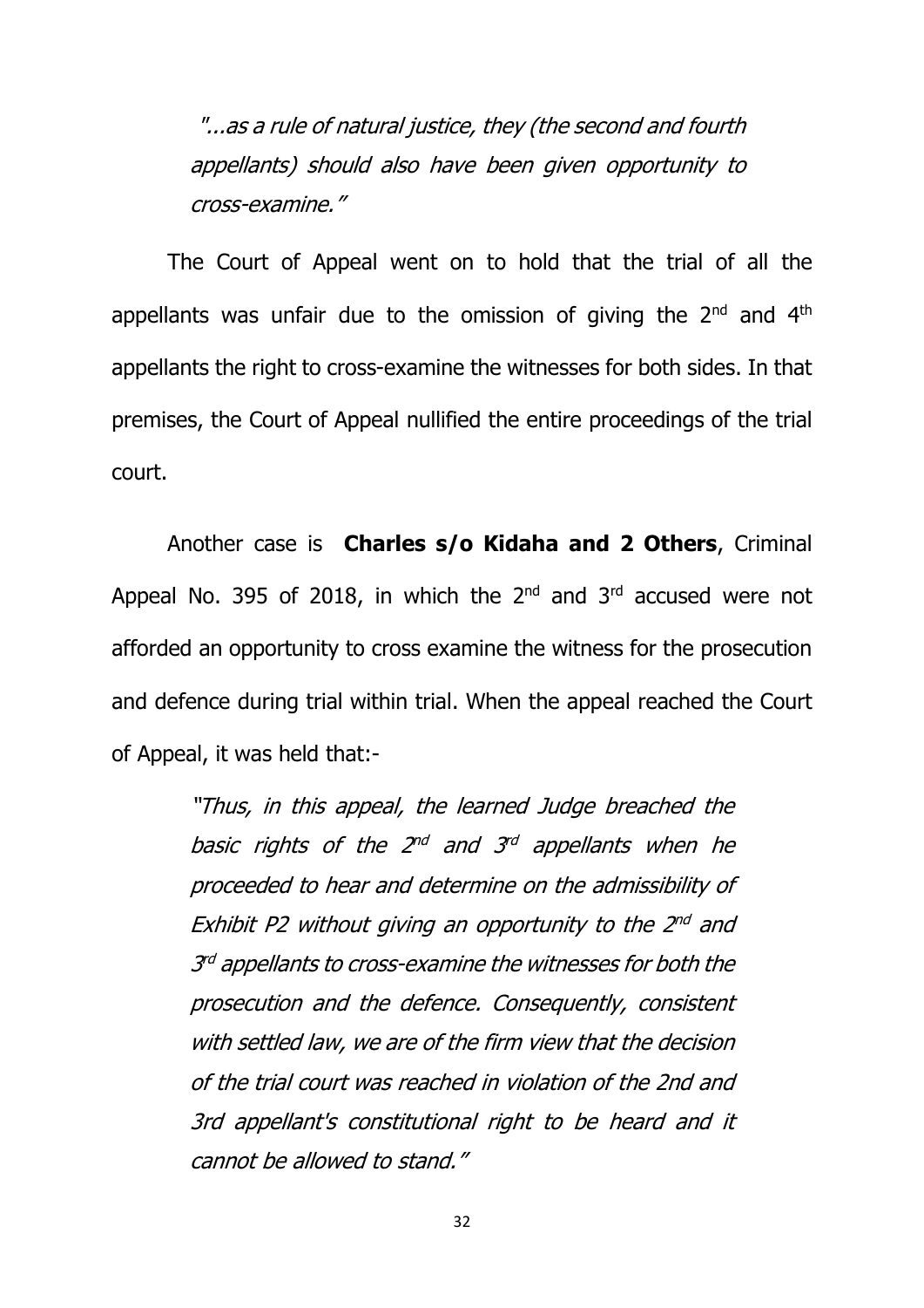> *"...as a rule of natural justice, they (the second and fourth appellants) should also have been given opportunity to cross-examine."*

The Court of Appeal went on to hold that the trial of all the appellants was unfair due to the omission of giving the 2nd and 4th appellants the right to cross-examine the witnesses for both sides. In that premises, the Court of Appeal nullified the entire proceedings of the trial court.

Another case is **Charles s/o Kidaha and 2 Others**, Criminal Appeal No. 395 of 2018, in which the 2nd and 3rd accused were not afforded an opportunity to cross examine the witness for the prosecution and defence during trial within trial. When the appeal reached the Court of Appeal, it was held that:-

> *"Thus, in this appeal, the learned Judge breached the basic rights of the 2nd and 3rd appellants when he proceeded to hear and determine on the admissibility of Exhibit P2 without giving an opportunity to the 2nd and 3rd appellants to cross-examine the witnesses for both the prosecution and the defence. Consequently, consistent with settled law, we are of the firm view that the decision of the trial court was reached in violation of the 2nd and 3rd appellant's constitutional right to be heard and it cannot be allowed to stand."*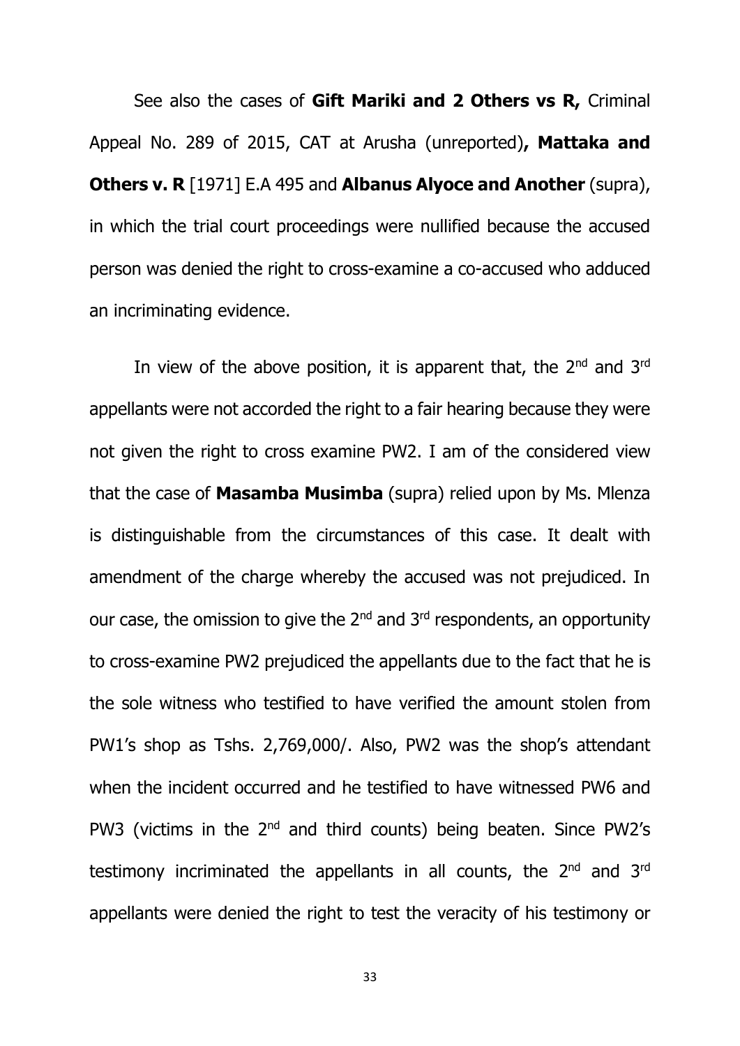See also the cases of **Gift Mariki and 2 Others vs R,** Criminal Appeal No. 289 of 2015, CAT at Arusha (unreported)**, Mattaka and Others v. R** [1971] E.A 495 and **Albanus Alyoce and Another** (supra), in which the trial court proceedings were nullified because the accused person was denied the right to cross-examine a co-accused who adduced an incriminating evidence.

In view of the above position, it is apparent that, the 2nd and 3rd appellants were not accorded the right to a fair hearing because they were not given the right to cross examine PW2. I am of the considered view that the case of **Masamba Musimba** (supra) relied upon by Ms. Mlenza is distinguishable from the circumstances of this case. It dealt with amendment of the charge whereby the accused was not prejudiced. In our case, the omission to give the 2nd and 3rd respondents, an opportunity to cross-examine PW2 prejudiced the appellants due to the fact that he is the sole witness who testified to have verified the amount stolen from PW1's shop as Tshs. 2,769,000/. Also, PW2 was the shop's attendant when the incident occurred and he testified to have witnessed PW6 and PW3 (victims in the 2nd and third counts) being beaten. Since PW2's testimony incriminated the appellants in all counts, the 2nd and 3rd appellants were denied the right to test the veracity of his testimony or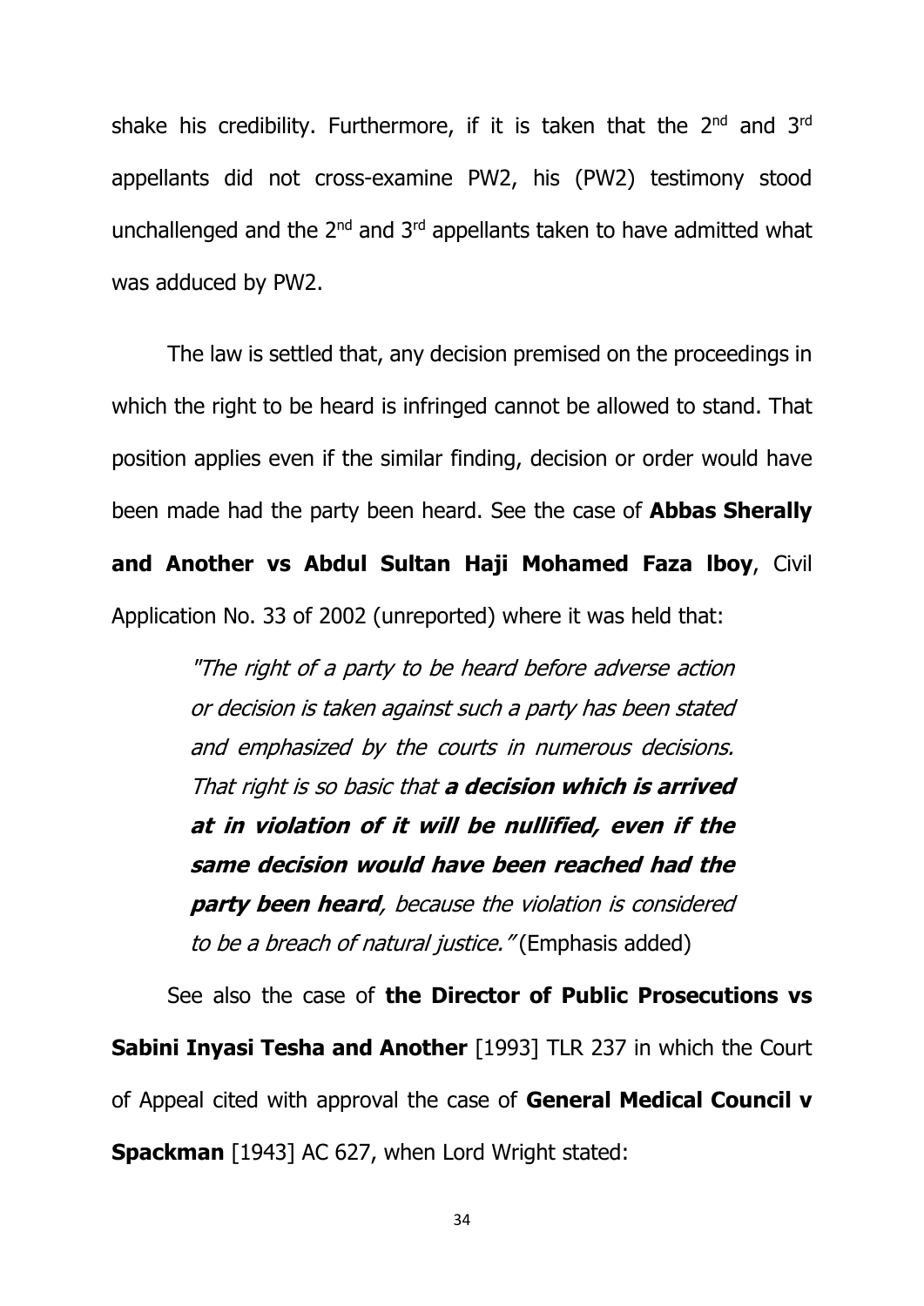shake his credibility. Furthermore, if it is taken that the 2nd and 3rd appellants did not cross-examine PW2, his (PW2) testimony stood unchallenged and the 2nd and 3rd appellants taken to have admitted what was adduced by PW2.

The law is settled that, any decision premised on the proceedings in which the right to be heard is infringed cannot be allowed to stand. That position applies even if the similar finding, decision or order would have been made had the party been heard. See the case of **Abbas Sherally and Another vs Abdul Sultan Haji Mohamed Faza lboy**, Civil Application No. 33 of 2002 (unreported) where it was held that:

> *"The right of a party to be heard before adverse action or decision is taken against such a party has been stated and emphasized by the courts in numerous decisions. That right is so basic that **a decision which is arrived at in violation of it will be nullified, even if the same decision would have been reached had the party been heard**, because the violation is considered to be a breach of natural justice."* (Emphasis added)

See also the case of **the Director of Public Prosecutions vs Sabini Inyasi Tesha and Another** [1993] TLR 237 in which the Court of Appeal cited with approval the case of **General Medical Council v Spackman** [1943] AC 627, when Lord Wright stated: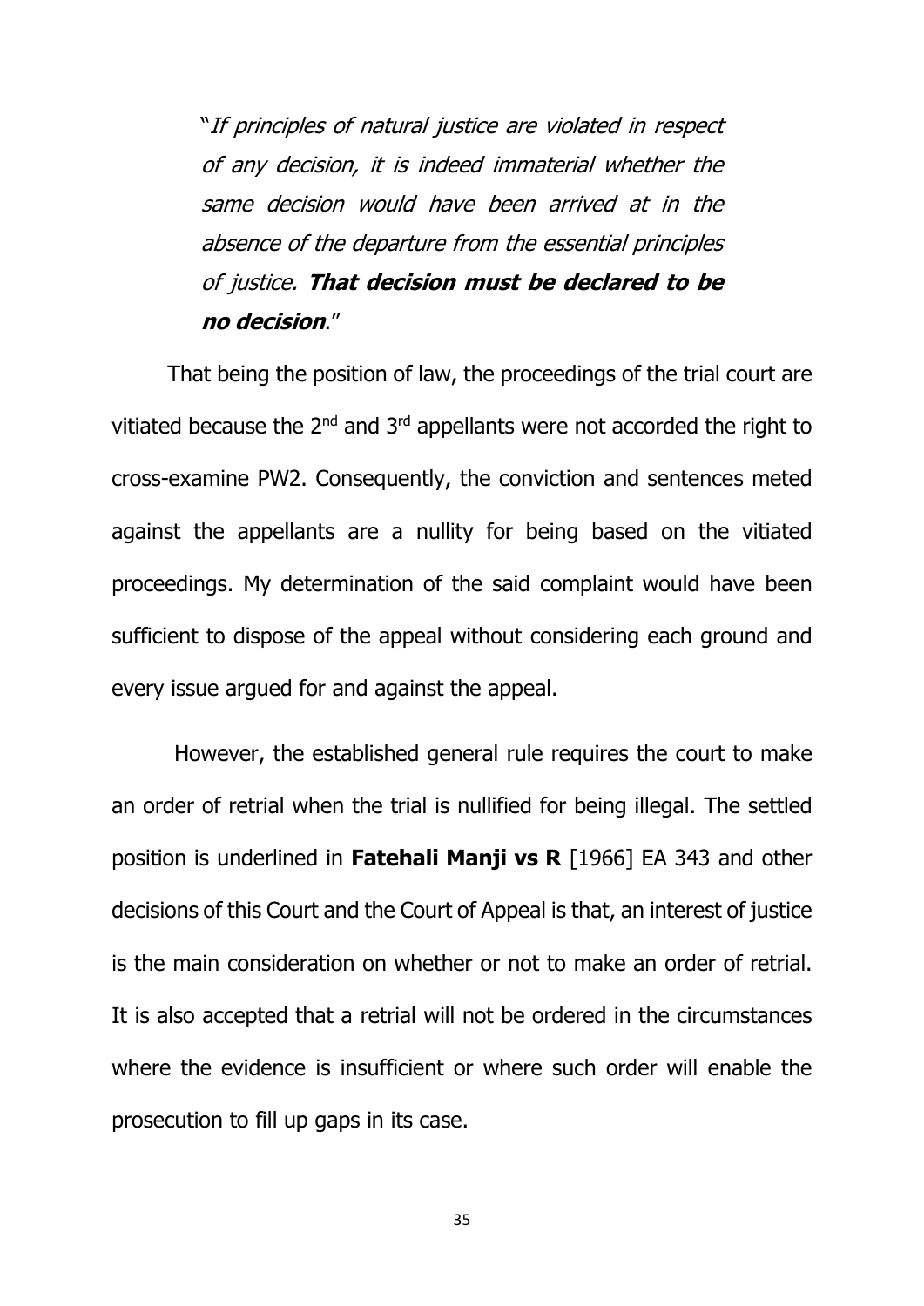> "*If principles of natural justice are violated in respect of any decision, it is indeed immaterial whether the same decision would have been arrived at in the absence of the departure from the essential principles of justice.* ***That decision must be declared to be no decision***."

That being the position of law, the proceedings of the trial court are vitiated because the 2nd and 3rd appellants were not accorded the right to cross-examine PW2. Consequently, the conviction and sentences meted against the appellants are a nullity for being based on the vitiated proceedings. My determination of the said complaint would have been sufficient to dispose of the appeal without considering each ground and every issue argued for and against the appeal.

However, the established general rule requires the court to make an order of retrial when the trial is nullified for being illegal. The settled position is underlined in **Fatehali Manji vs R** [1966] EA 343 and other decisions of this Court and the Court of Appeal is that, an interest of justice is the main consideration on whether or not to make an order of retrial. It is also accepted that a retrial will not be ordered in the circumstances where the evidence is insufficient or where such order will enable the prosecution to fill up gaps in its case.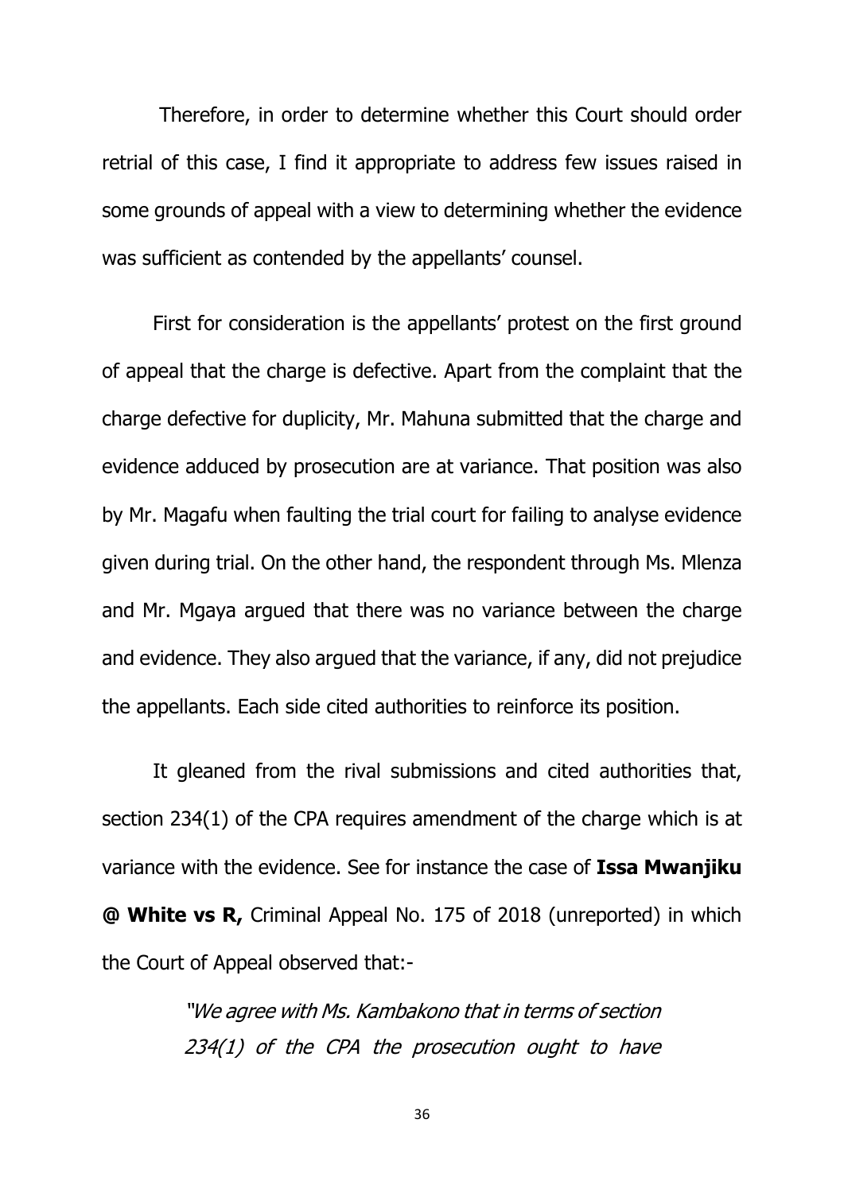Therefore, in order to determine whether this Court should order retrial of this case, I find it appropriate to address few issues raised in some grounds of appeal with a view to determining whether the evidence was sufficient as contended by the appellants' counsel.

First for consideration is the appellants' protest on the first ground of appeal that the charge is defective. Apart from the complaint that the charge defective for duplicity, Mr. Mahuna submitted that the charge and evidence adduced by prosecution are at variance. That position was also by Mr. Magafu when faulting the trial court for failing to analyse evidence given during trial. On the other hand, the respondent through Ms. Mlenza and Mr. Mgaya argued that there was no variance between the charge and evidence. They also argued that the variance, if any, did not prejudice the appellants. Each side cited authorities to reinforce its position.

It gleaned from the rival submissions and cited authorities that, section 234(1) of the CPA requires amendment of the charge which is at variance with the evidence. See for instance the case of **Issa Mwanjiku @ White vs R,** Criminal Appeal No. 175 of 2018 (unreported) in which the Court of Appeal observed that:-

> *"We agree with Ms. Kambakono that in terms of section 234(1) of the CPA the prosecution ought to have*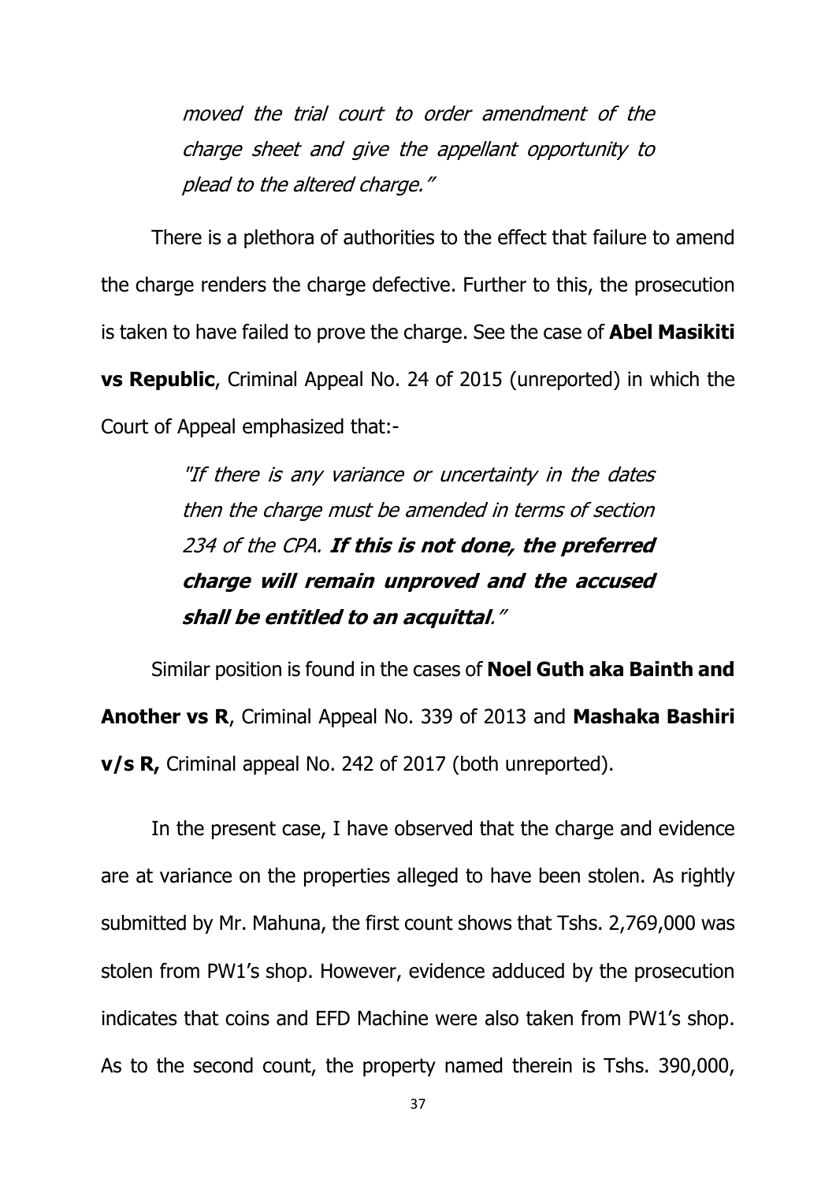> *moved the trial court to order amendment of the charge sheet and give the appellant opportunity to plead to the altered charge."*

There is a plethora of authorities to the effect that failure to amend the charge renders the charge defective. Further to this, the prosecution is taken to have failed to prove the charge. See the case of **Abel Masikiti vs Republic**, Criminal Appeal No. 24 of 2015 (unreported) in which the Court of Appeal emphasized that:-

> *"If there is any variance or uncertainty in the dates then the charge must be amended in terms of section 234 of the CPA.* ***If this is not done, the preferred charge will remain unproved and the accused shall be entitled to an acquittal****."*

Similar position is found in the cases of **Noel Guth aka Bainth and Another vs R**, Criminal Appeal No. 339 of 2013 and **Mashaka Bashiri v/s R,** Criminal appeal No. 242 of 2017 (both unreported).

In the present case, I have observed that the charge and evidence are at variance on the properties alleged to have been stolen. As rightly submitted by Mr. Mahuna, the first count shows that Tshs. 2,769,000 was stolen from PW1's shop. However, evidence adduced by the prosecution indicates that coins and EFD Machine were also taken from PW1's shop. As to the second count, the property named therein is Tshs. 390,000,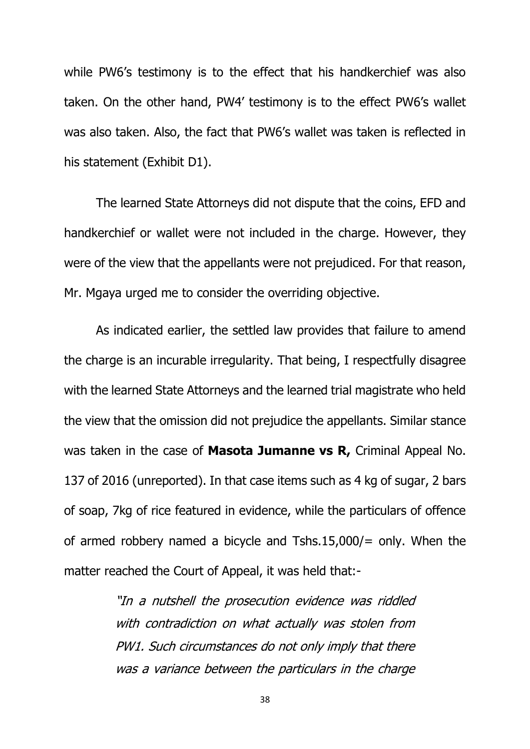while PW6's testimony is to the effect that his handkerchief was also taken. On the other hand, PW4' testimony is to the effect PW6's wallet was also taken. Also, the fact that PW6's wallet was taken is reflected in his statement (Exhibit D1).

The learned State Attorneys did not dispute that the coins, EFD and handkerchief or wallet were not included in the charge. However, they were of the view that the appellants were not prejudiced. For that reason, Mr. Mgaya urged me to consider the overriding objective.

As indicated earlier, the settled law provides that failure to amend the charge is an incurable irregularity. That being, I respectfully disagree with the learned State Attorneys and the learned trial magistrate who held the view that the omission did not prejudice the appellants. Similar stance was taken in the case of **Masota Jumanne vs R,** Criminal Appeal No. 137 of 2016 (unreported). In that case items such as 4 kg of sugar, 2 bars of soap, 7kg of rice featured in evidence, while the particulars of offence of armed robbery named a bicycle and Tshs.15,000/= only. When the matter reached the Court of Appeal, it was held that:-

> *"In a nutshell the prosecution evidence was riddled with contradiction on what actually was stolen from PW1. Such circumstances do not only imply that there was a variance between the particulars in the charge*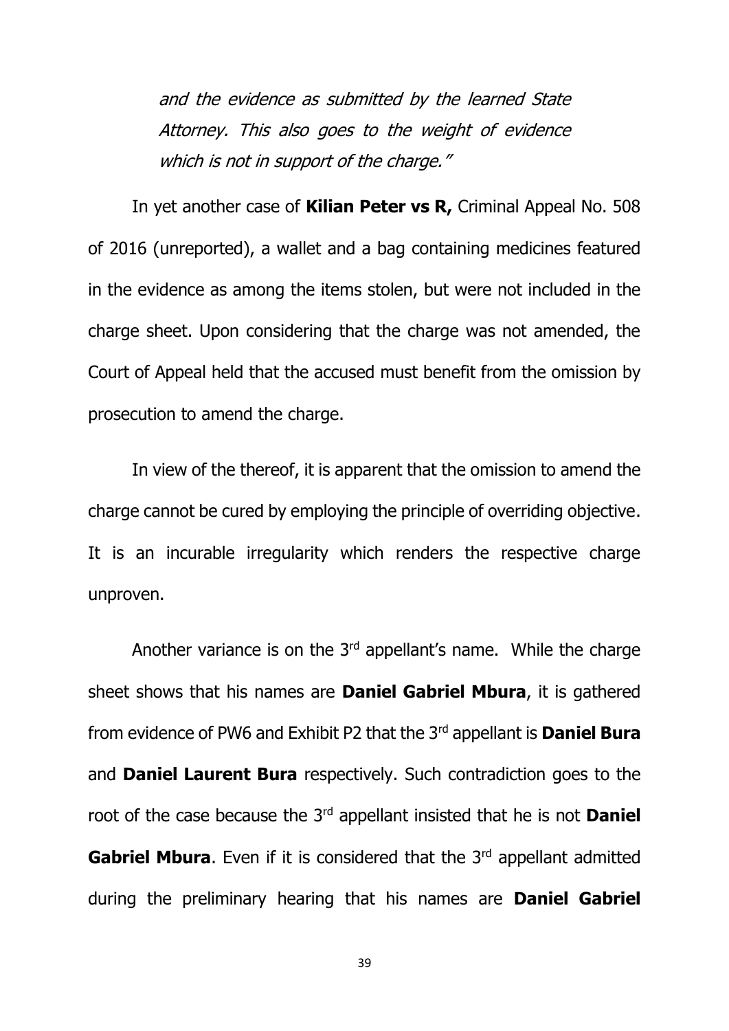*and the evidence as submitted by the learned State Attorney. This also goes to the weight of evidence which is not in support of the charge."*

In yet another case of **Kilian Peter vs R,** Criminal Appeal No. 508 of 2016 (unreported), a wallet and a bag containing medicines featured in the evidence as among the items stolen, but were not included in the charge sheet. Upon considering that the charge was not amended, the Court of Appeal held that the accused must benefit from the omission by prosecution to amend the charge.

In view of the thereof, it is apparent that the omission to amend the charge cannot be cured by employing the principle of overriding objective. It is an incurable irregularity which renders the respective charge unproven.

Another variance is on the 3rd appellant's name. While the charge sheet shows that his names are **Daniel Gabriel Mbura**, it is gathered from evidence of PW6 and Exhibit P2 that the 3rd appellant is **Daniel Bura** and **Daniel Laurent Bura** respectively. Such contradiction goes to the root of the case because the 3rd appellant insisted that he is not **Daniel Gabriel Mbura**. Even if it is considered that the 3rd appellant admitted during the preliminary hearing that his names are **Daniel Gabriel**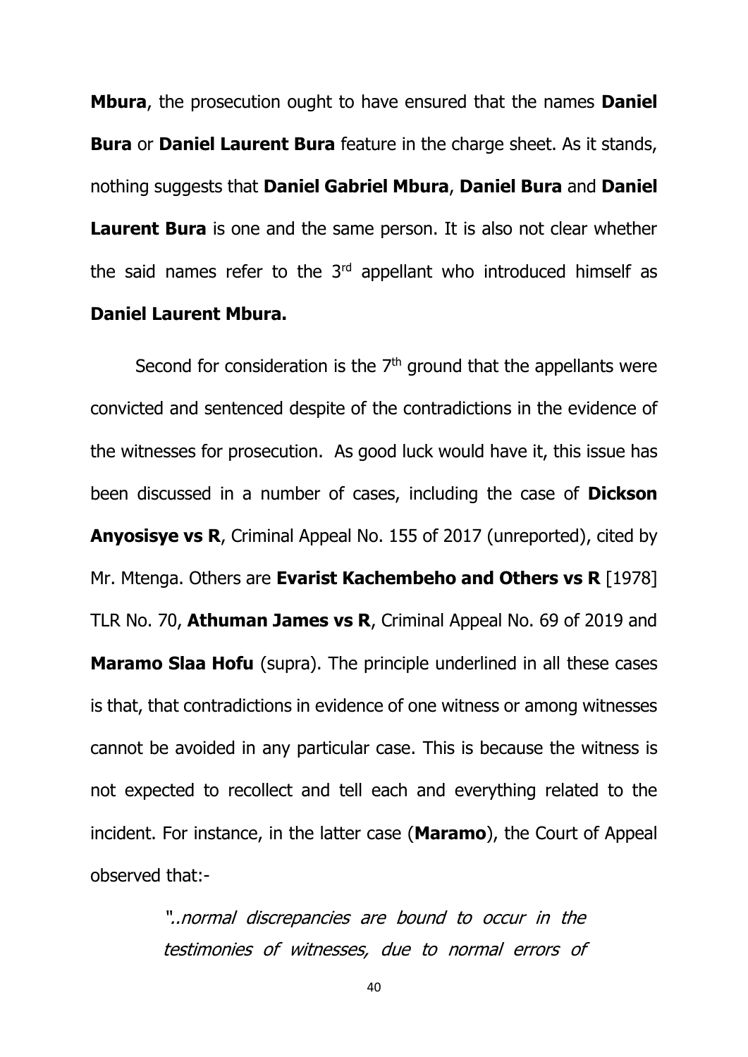**Mbura**, the prosecution ought to have ensured that the names **Daniel Bura** or **Daniel Laurent Bura** feature in the charge sheet. As it stands, nothing suggests that **Daniel Gabriel Mbura**, **Daniel Bura** and **Daniel Laurent Bura** is one and the same person. It is also not clear whether the said names refer to the 3rd appellant who introduced himself as **Daniel Laurent Mbura.**

Second for consideration is the 7th ground that the appellants were convicted and sentenced despite of the contradictions in the evidence of the witnesses for prosecution. As good luck would have it, this issue has been discussed in a number of cases, including the case of **Dickson Anyosisye vs R**, Criminal Appeal No. 155 of 2017 (unreported), cited by Mr. Mtenga. Others are **Evarist Kachembeho and Others vs R** [1978] TLR No. 70, **Athuman James vs R**, Criminal Appeal No. 69 of 2019 and **Maramo Slaa Hofu** (supra). The principle underlined in all these cases is that, that contradictions in evidence of one witness or among witnesses cannot be avoided in any particular case. This is because the witness is not expected to recollect and tell each and everything related to the incident. For instance, in the latter case (**Maramo**), the Court of Appeal observed that:-

> *"..normal discrepancies are bound to occur in the testimonies of witnesses, due to normal errors of*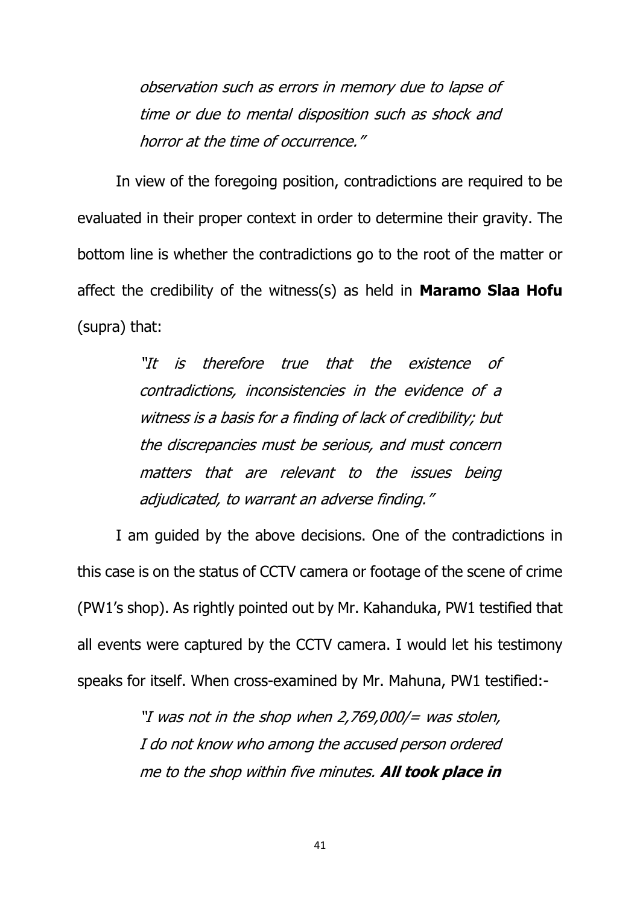*observation such as errors in memory due to lapse of time or due to mental disposition such as shock and horror at the time of occurrence."*

In view of the foregoing position, contradictions are required to be evaluated in their proper context in order to determine their gravity. The bottom line is whether the contradictions go to the root of the matter or affect the credibility of the witness(s) as held in **Maramo Slaa Hofu** (supra) that:

> *"It is therefore true that the existence of contradictions, inconsistencies in the evidence of a witness is a basis for a finding of lack of credibility; but the discrepancies must be serious, and must concern matters that are relevant to the issues being adjudicated, to warrant an adverse finding."*

I am guided by the above decisions. One of the contradictions in this case is on the status of CCTV camera or footage of the scene of crime (PW1's shop). As rightly pointed out by Mr. Kahanduka, PW1 testified that all events were captured by the CCTV camera. I would let his testimony speaks for itself. When cross-examined by Mr. Mahuna, PW1 testified:-

> *"I was not in the shop when 2,769,000/= was stolen, I do not know who among the accused person ordered me to the shop within five minutes.* ***All took place in***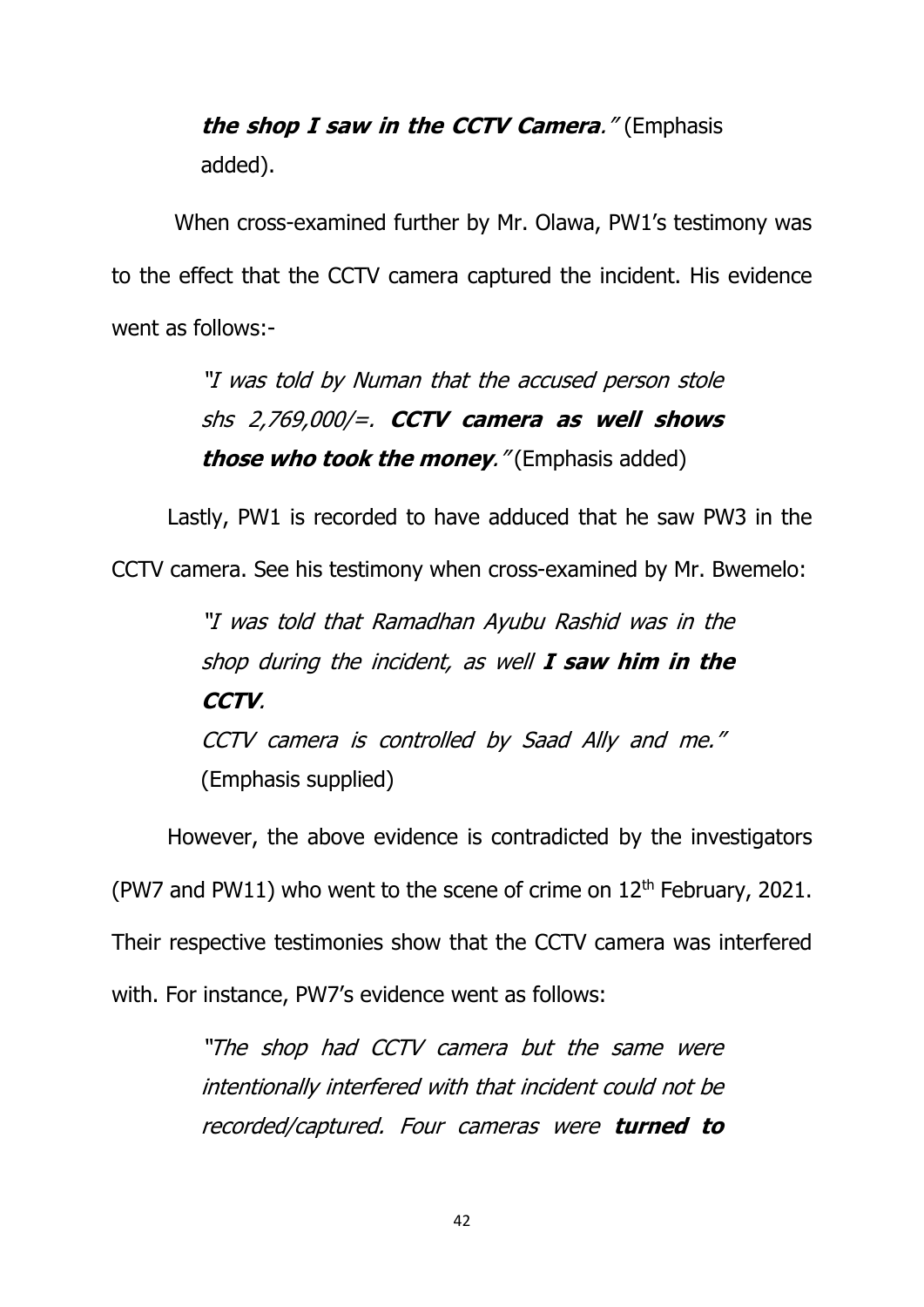> ***the shop I saw in the CCTV Camera**.*" (Emphasis added).

When cross-examined further by Mr. Olawa, PW1's testimony was to the effect that the CCTV camera captured the incident. His evidence went as follows:-

> *"I was told by Numan that the accused person stole shs 2,769,000/=.* ***CCTV camera as well shows those who took the money**.*" (Emphasis added)

Lastly, PW1 is recorded to have adduced that he saw PW3 in the CCTV camera. See his testimony when cross-examined by Mr. Bwemelo:

> *"I was told that Ramadhan Ayubu Rashid was in the shop during the incident, as well* ***I saw him in the CCTV**.*
>
> *CCTV camera is controlled by Saad Ally and me."* (Emphasis supplied)

However, the above evidence is contradicted by the investigators (PW7 and PW11) who went to the scene of crime on 12th February, 2021. Their respective testimonies show that the CCTV camera was interfered with. For instance, PW7's evidence went as follows:

> *"The shop had CCTV camera but the same were intentionally interfered with that incident could not be recorded/captured. Four cameras were* ***turned to***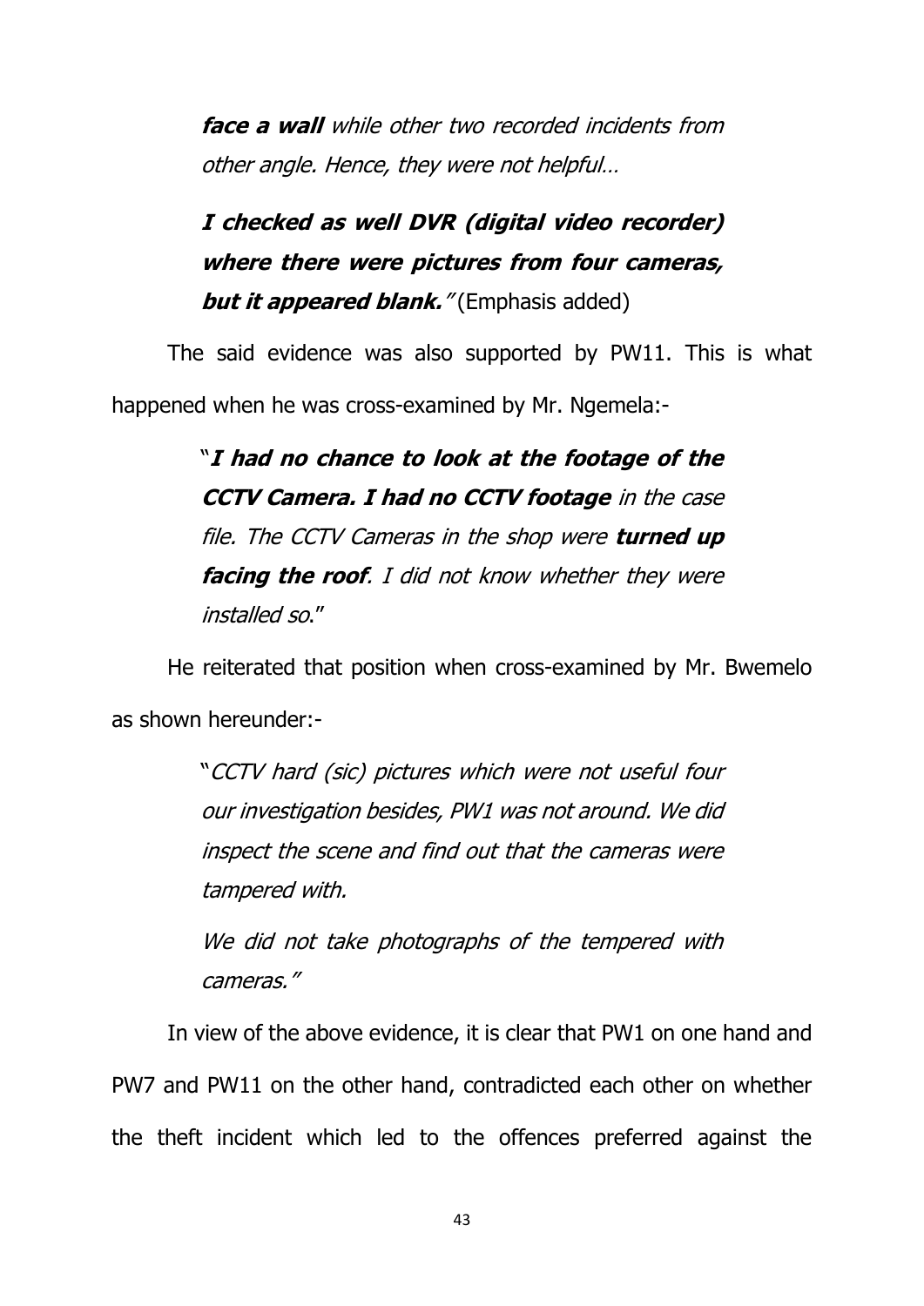> ***face a wall*** *while other two recorded incidents from other angle. Hence, they were not helpful…*
>
> ***I checked as well DVR (digital video recorder) where there were pictures from four cameras, but it appeared blank.****"* (Emphasis added)

The said evidence was also supported by PW11. This is what happened when he was cross-examined by Mr. Ngemela:-

> "***I had no chance to look at the footage of the CCTV Camera. I had no CCTV footage*** *in the case file. The CCTV Cameras in the shop were* ***turned up facing the roof****. I did not know whether they were installed so.*"

He reiterated that position when cross-examined by Mr. Bwemelo as shown hereunder:-

> "*CCTV hard (sic) pictures which were not useful four our investigation besides, PW1 was not around. We did inspect the scene and find out that the cameras were tampered with.*
>
> *We did not take photographs of the tempered with cameras."*

In view of the above evidence, it is clear that PW1 on one hand and PW7 and PW11 on the other hand, contradicted each other on whether the theft incident which led to the offences preferred against the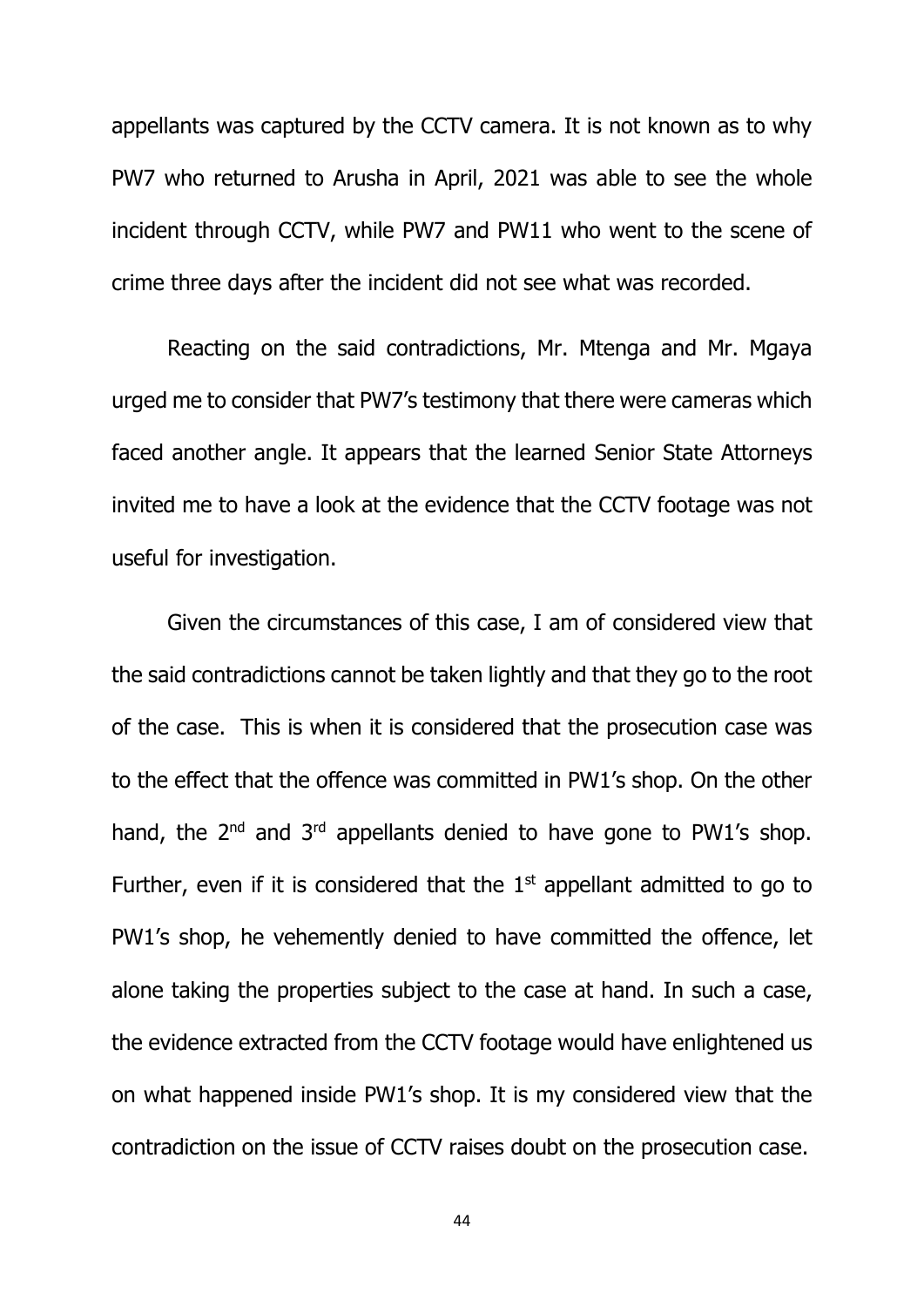appellants was captured by the CCTV camera. It is not known as to why PW7 who returned to Arusha in April, 2021 was able to see the whole incident through CCTV, while PW7 and PW11 who went to the scene of crime three days after the incident did not see what was recorded.

Reacting on the said contradictions, Mr. Mtenga and Mr. Mgaya urged me to consider that PW7's testimony that there were cameras which faced another angle. It appears that the learned Senior State Attorneys invited me to have a look at the evidence that the CCTV footage was not useful for investigation.

Given the circumstances of this case, I am of considered view that the said contradictions cannot be taken lightly and that they go to the root of the case. This is when it is considered that the prosecution case was to the effect that the offence was committed in PW1's shop. On the other hand, the 2nd and 3rd appellants denied to have gone to PW1's shop. Further, even if it is considered that the 1st appellant admitted to go to PW1's shop, he vehemently denied to have committed the offence, let alone taking the properties subject to the case at hand. In such a case, the evidence extracted from the CCTV footage would have enlightened us on what happened inside PW1's shop. It is my considered view that the contradiction on the issue of CCTV raises doubt on the prosecution case.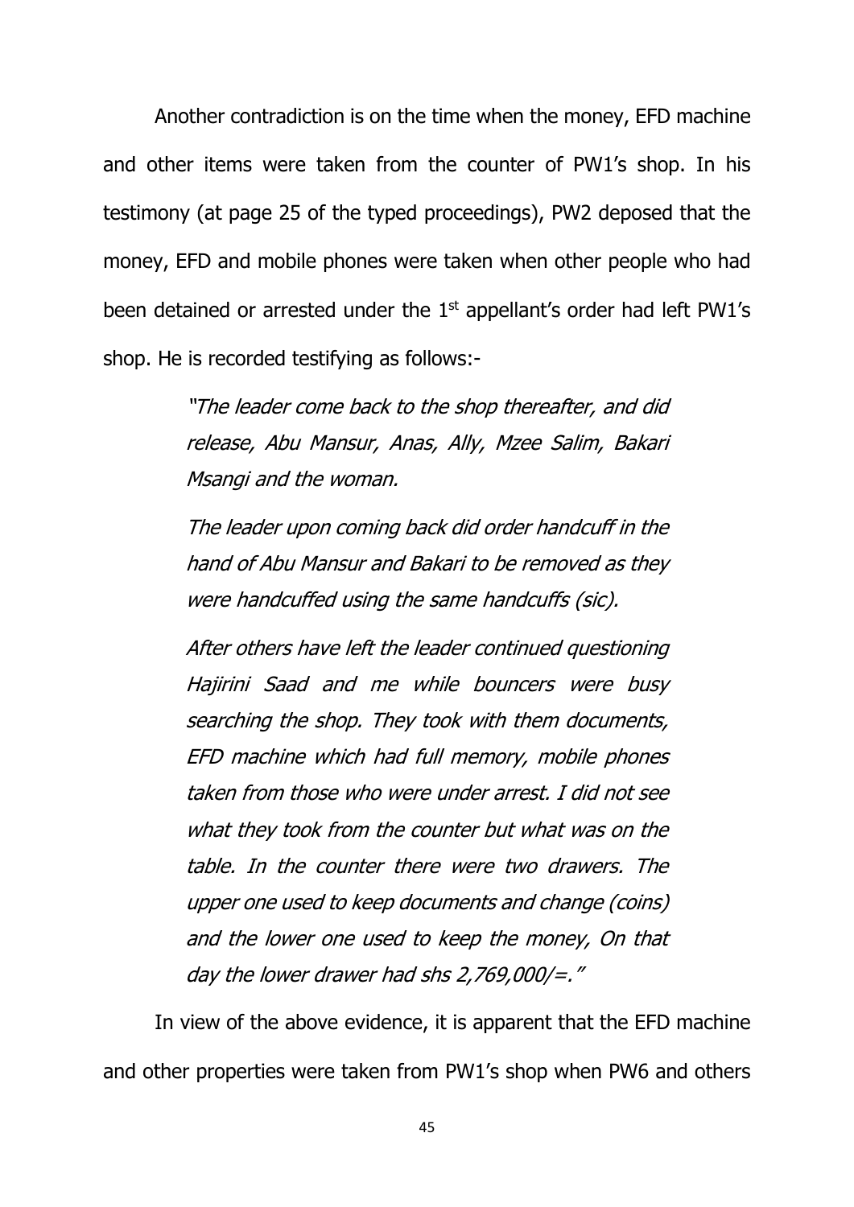Another contradiction is on the time when the money, EFD machine and other items were taken from the counter of PW1's shop. In his testimony (at page 25 of the typed proceedings), PW2 deposed that the money, EFD and mobile phones were taken when other people who had been detained or arrested under the 1st appellant's order had left PW1's shop. He is recorded testifying as follows:-

> *"The leader come back to the shop thereafter, and did release, Abu Mansur, Anas, Ally, Mzee Salim, Bakari Msangi and the woman.*
>
> *The leader upon coming back did order handcuff in the hand of Abu Mansur and Bakari to be removed as they were handcuffed using the same handcuffs (sic).*
>
> *After others have left the leader continued questioning Hajirini Saad and me while bouncers were busy searching the shop. They took with them documents, EFD machine which had full memory, mobile phones taken from those who were under arrest. I did not see what they took from the counter but what was on the table. In the counter there were two drawers. The upper one used to keep documents and change (coins) and the lower one used to keep the money, On that day the lower drawer had shs 2,769,000/=."*

In view of the above evidence, it is apparent that the EFD machine and other properties were taken from PW1's shop when PW6 and others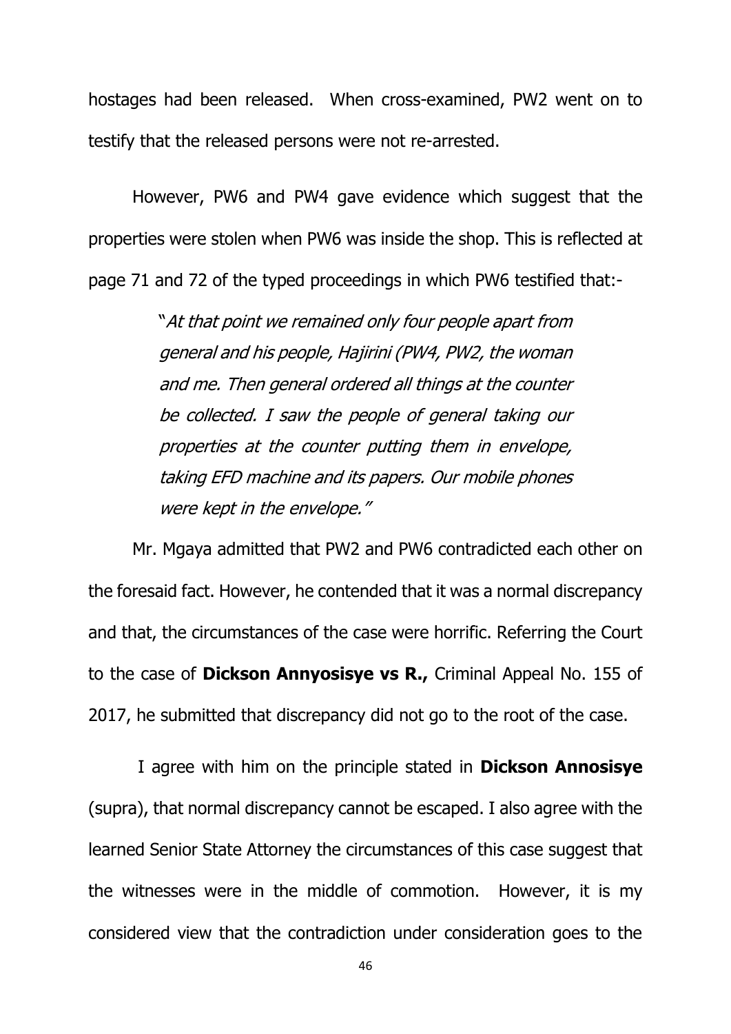hostages had been released. When cross-examined, PW2 went on to testify that the released persons were not re-arrested.

However, PW6 and PW4 gave evidence which suggest that the properties were stolen when PW6 was inside the shop. This is reflected at page 71 and 72 of the typed proceedings in which PW6 testified that:-

> "*At that point we remained only four people apart from general and his people, Hajirini (PW4, PW2, the woman and me. Then general ordered all things at the counter be collected. I saw the people of general taking our properties at the counter putting them in envelope, taking EFD machine and its papers. Our mobile phones were kept in the envelope.*"

Mr. Mgaya admitted that PW2 and PW6 contradicted each other on the foresaid fact. However, he contended that it was a normal discrepancy and that, the circumstances of the case were horrific. Referring the Court to the case of **Dickson Annyosisye vs R.,** Criminal Appeal No. 155 of 2017, he submitted that discrepancy did not go to the root of the case.

I agree with him on the principle stated in **Dickson Annosisye** (supra), that normal discrepancy cannot be escaped. I also agree with the learned Senior State Attorney the circumstances of this case suggest that the witnesses were in the middle of commotion. However, it is my considered view that the contradiction under consideration goes to the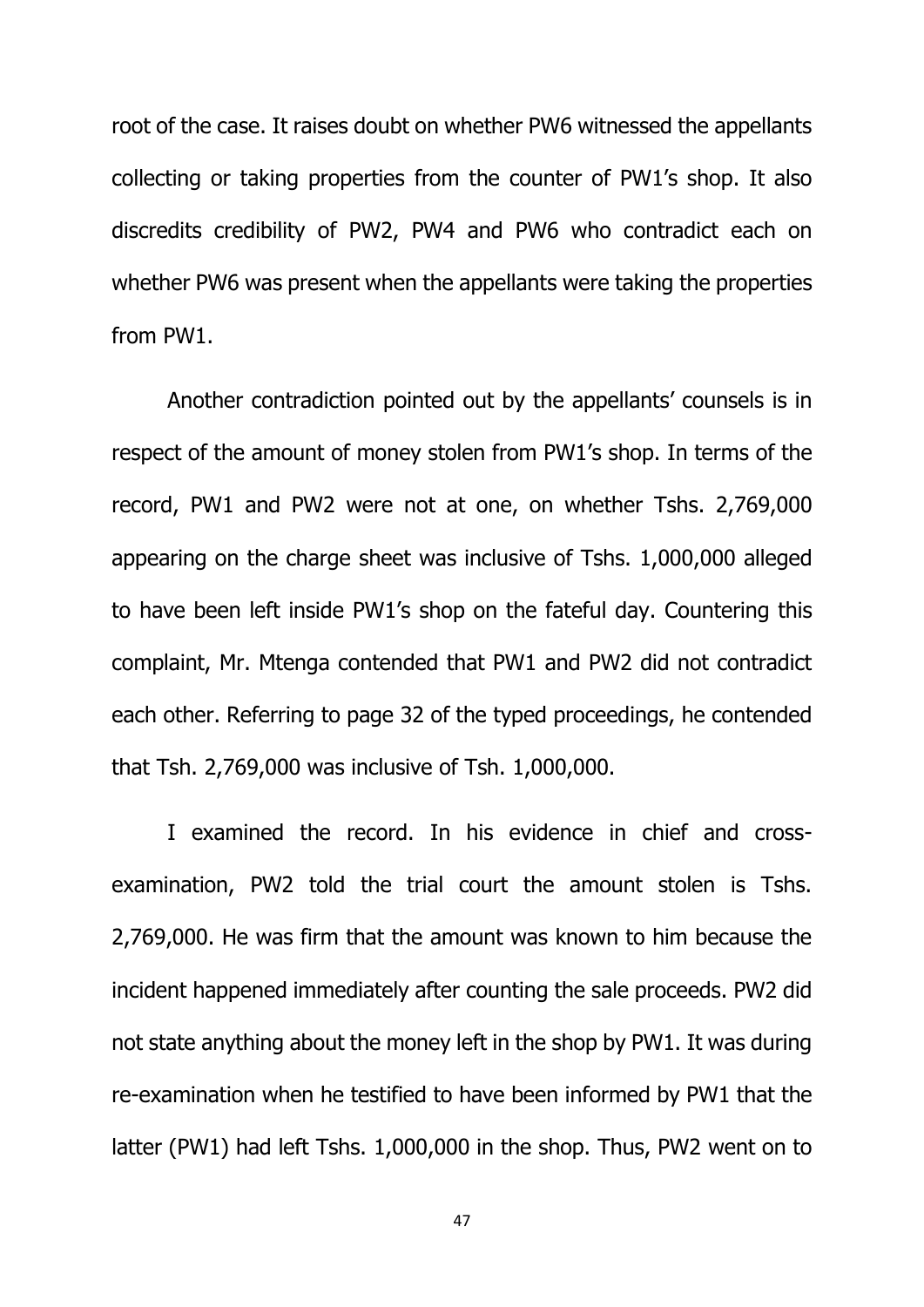root of the case. It raises doubt on whether PW6 witnessed the appellants collecting or taking properties from the counter of PW1's shop. It also discredits credibility of PW2, PW4 and PW6 who contradict each on whether PW6 was present when the appellants were taking the properties from PW1.

Another contradiction pointed out by the appellants' counsels is in respect of the amount of money stolen from PW1's shop. In terms of the record, PW1 and PW2 were not at one, on whether Tshs. 2,769,000 appearing on the charge sheet was inclusive of Tshs. 1,000,000 alleged to have been left inside PW1's shop on the fateful day. Countering this complaint, Mr. Mtenga contended that PW1 and PW2 did not contradict each other. Referring to page 32 of the typed proceedings, he contended that Tsh. 2,769,000 was inclusive of Tsh. 1,000,000.

I examined the record. In his evidence in chief and cross-examination, PW2 told the trial court the amount stolen is Tshs. 2,769,000. He was firm that the amount was known to him because the incident happened immediately after counting the sale proceeds. PW2 did not state anything about the money left in the shop by PW1. It was during re-examination when he testified to have been informed by PW1 that the latter (PW1) had left Tshs. 1,000,000 in the shop. Thus, PW2 went on to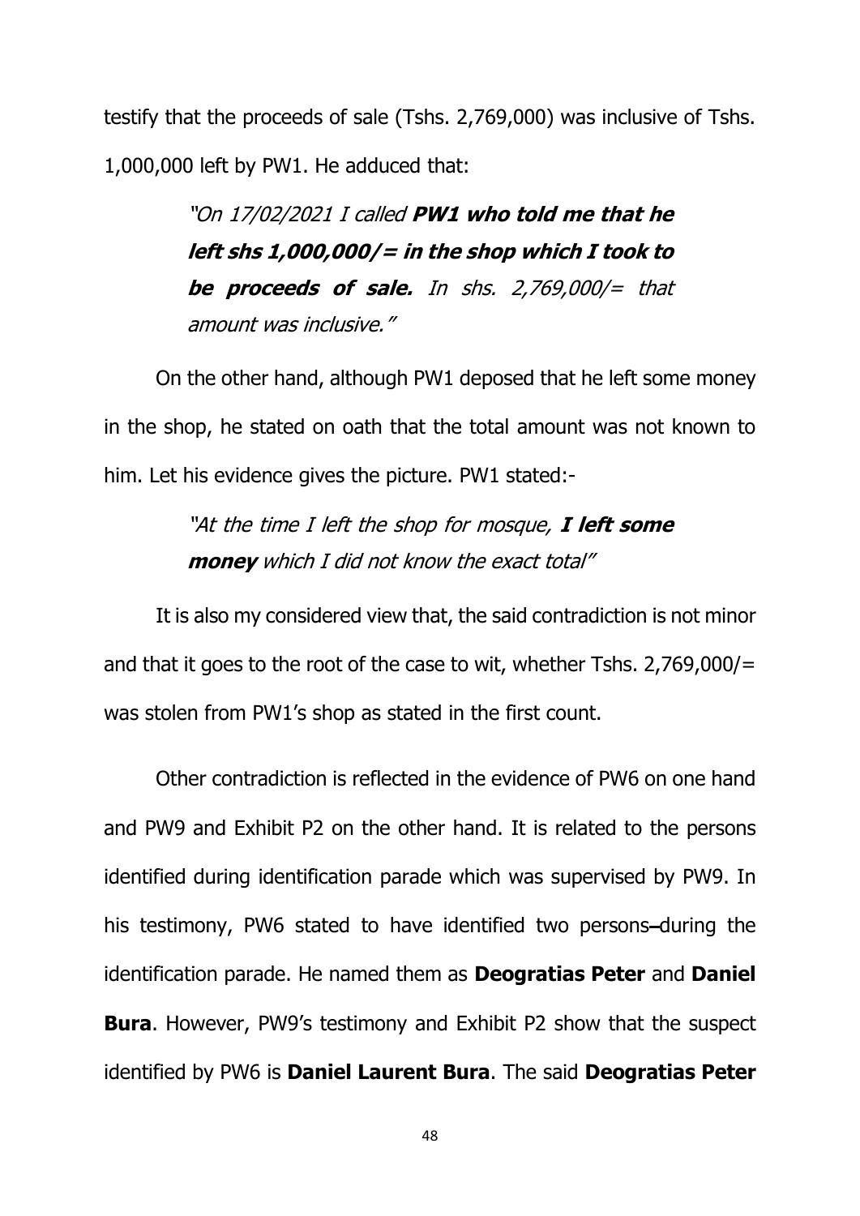testify that the proceeds of sale (Tshs. 2,769,000) was inclusive of Tshs. 1,000,000 left by PW1. He adduced that:

> *"On 17/02/2021 I called **PW1 who told me that he left shs 1,000,000/= in the shop which I took to be proceeds of sale.** In shs. 2,769,000/= that amount was inclusive."*

On the other hand, although PW1 deposed that he left some money in the shop, he stated on oath that the total amount was not known to him. Let his evidence gives the picture. PW1 stated:-

> *"At the time I left the shop for mosque, **I left some money** which I did not know the exact total"*

It is also my considered view that, the said contradiction is not minor and that it goes to the root of the case to wit, whether Tshs. 2,769,000/= was stolen from PW1's shop as stated in the first count.

Other contradiction is reflected in the evidence of PW6 on one hand and PW9 and Exhibit P2 on the other hand. It is related to the persons identified during identification parade which was supervised by PW9. In his testimony, PW6 stated to have identified two persons during the identification parade. He named them as **Deogratias Peter** and **Daniel Bura**. However, PW9's testimony and Exhibit P2 show that the suspect identified by PW6 is **Daniel Laurent Bura**. The said **Deogratias Peter**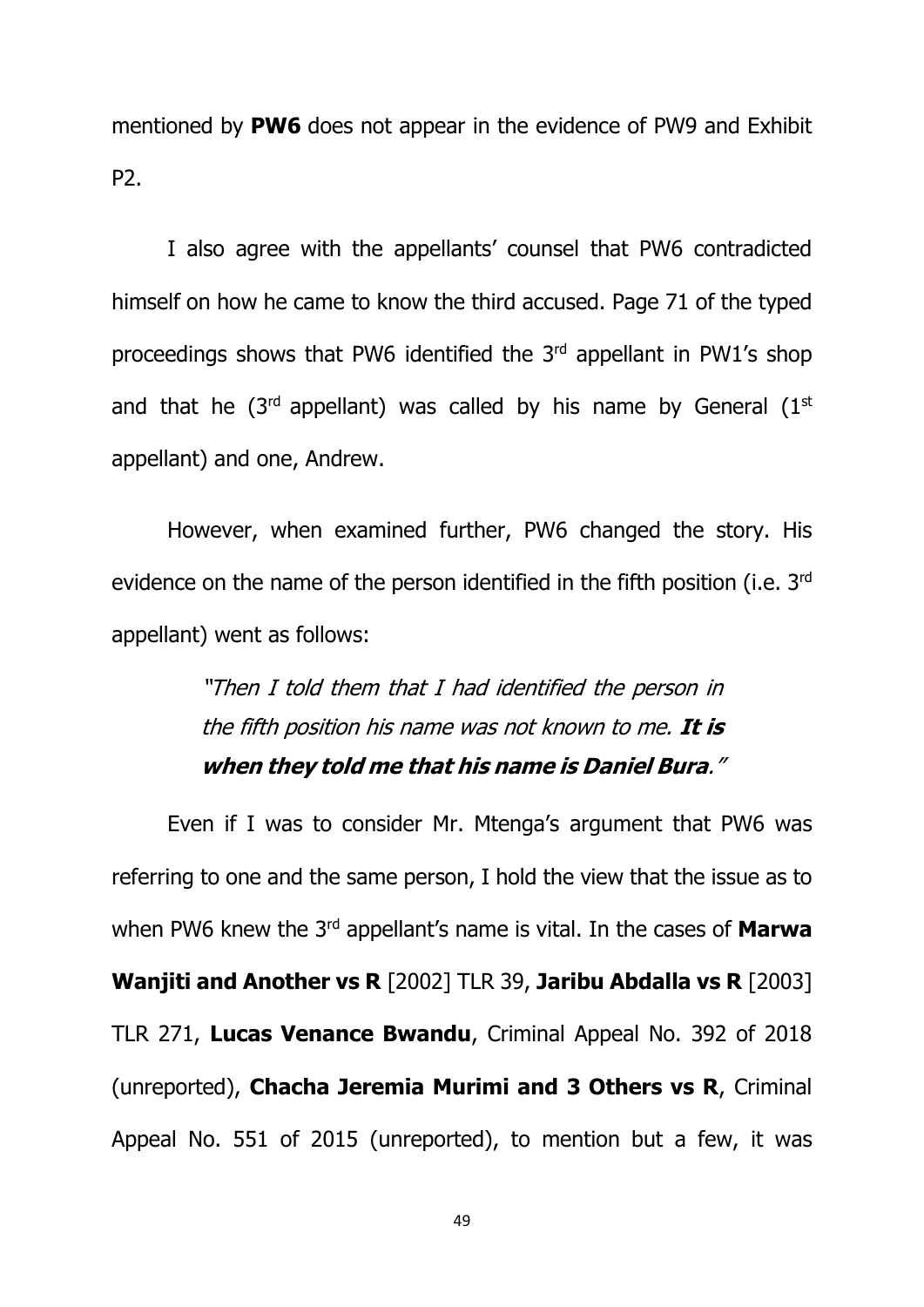mentioned by **PW6** does not appear in the evidence of PW9 and Exhibit P2.

I also agree with the appellants' counsel that PW6 contradicted himself on how he came to know the third accused. Page 71 of the typed proceedings shows that PW6 identified the 3rd appellant in PW1's shop and that he (3rd appellant) was called by his name by General (1st appellant) and one, Andrew.

However, when examined further, PW6 changed the story. His evidence on the name of the person identified in the fifth position (i.e. 3rd appellant) went as follows:

> *"Then I told them that I had identified the person in the fifth position his name was not known to me.* ***It is when they told me that his name is Daniel Bura****."*

Even if I was to consider Mr. Mtenga's argument that PW6 was referring to one and the same person, I hold the view that the issue as to when PW6 knew the 3rd appellant's name is vital. In the cases of **Marwa Wanjiti and Another vs R** [2002] TLR 39, **Jaribu Abdalla vs R** [2003] TLR 271, **Lucas Venance Bwandu**, Criminal Appeal No. 392 of 2018 (unreported), **Chacha Jeremia Murimi and 3 Others vs R**, Criminal Appeal No. 551 of 2015 (unreported), to mention but a few, it was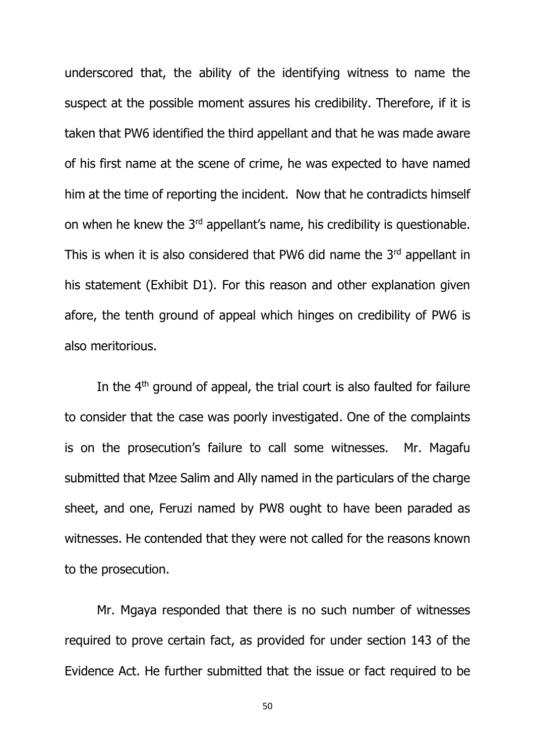underscored that, the ability of the identifying witness to name the suspect at the possible moment assures his credibility. Therefore, if it is taken that PW6 identified the third appellant and that he was made aware of his first name at the scene of crime, he was expected to have named him at the time of reporting the incident. Now that he contradicts himself on when he knew the 3rd appellant's name, his credibility is questionable. This is when it is also considered that PW6 did name the 3rd appellant in his statement (Exhibit D1). For this reason and other explanation given afore, the tenth ground of appeal which hinges on credibility of PW6 is also meritorious.

In the 4th ground of appeal, the trial court is also faulted for failure to consider that the case was poorly investigated. One of the complaints is on the prosecution's failure to call some witnesses. Mr. Magafu submitted that Mzee Salim and Ally named in the particulars of the charge sheet, and one, Feruzi named by PW8 ought to have been paraded as witnesses. He contended that they were not called for the reasons known to the prosecution.

Mr. Mgaya responded that there is no such number of witnesses required to prove certain fact, as provided for under section 143 of the Evidence Act. He further submitted that the issue or fact required to be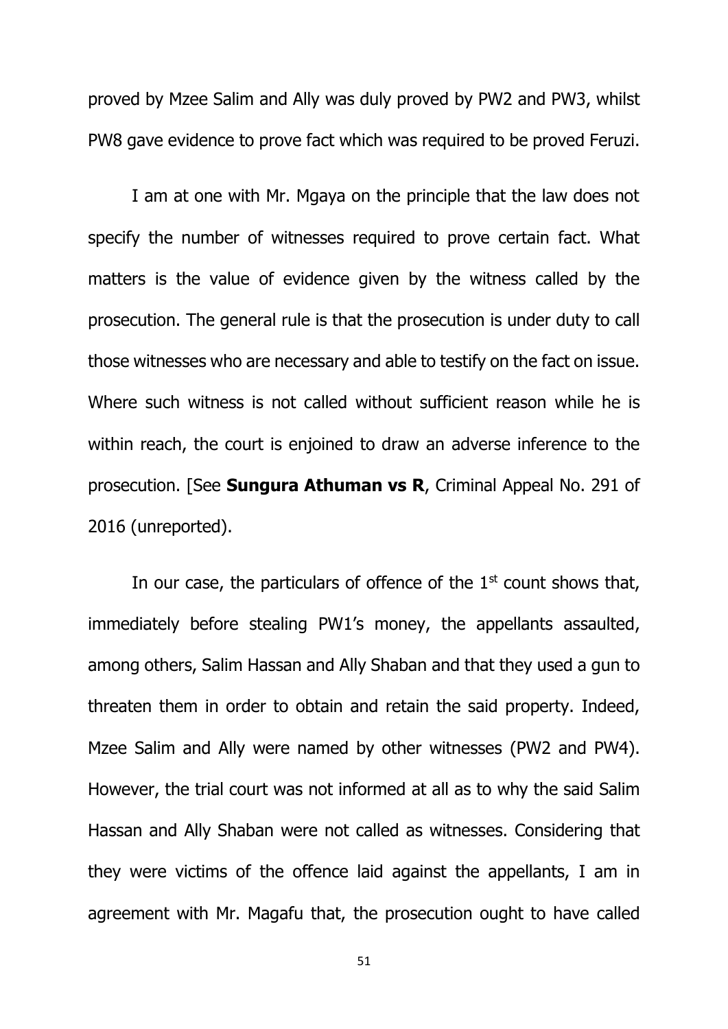proved by Mzee Salim and Ally was duly proved by PW2 and PW3, whilst PW8 gave evidence to prove fact which was required to be proved Feruzi.

I am at one with Mr. Mgaya on the principle that the law does not specify the number of witnesses required to prove certain fact. What matters is the value of evidence given by the witness called by the prosecution. The general rule is that the prosecution is under duty to call those witnesses who are necessary and able to testify on the fact on issue. Where such witness is not called without sufficient reason while he is within reach, the court is enjoined to draw an adverse inference to the prosecution. [See **Sungura Athuman vs R**, Criminal Appeal No. 291 of 2016 (unreported).

In our case, the particulars of offence of the 1st count shows that, immediately before stealing PW1's money, the appellants assaulted, among others, Salim Hassan and Ally Shaban and that they used a gun to threaten them in order to obtain and retain the said property. Indeed, Mzee Salim and Ally were named by other witnesses (PW2 and PW4). However, the trial court was not informed at all as to why the said Salim Hassan and Ally Shaban were not called as witnesses. Considering that they were victims of the offence laid against the appellants, I am in agreement with Mr. Magafu that, the prosecution ought to have called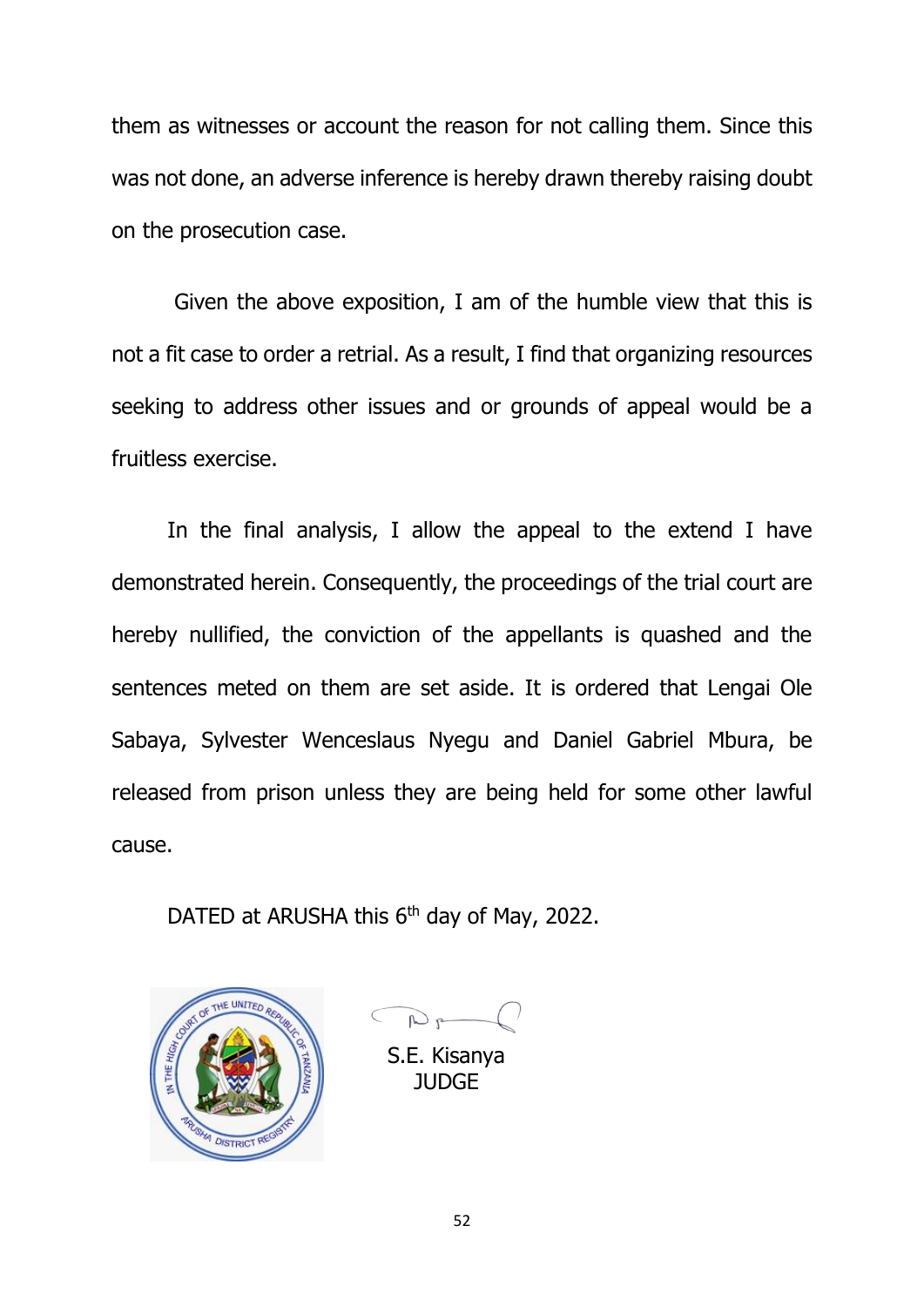them as witnesses or account the reason for not calling them. Since this was not done, an adverse inference is hereby drawn thereby raising doubt on the prosecution case.

Given the above exposition, I am of the humble view that this is not a fit case to order a retrial. As a result, I find that organizing resources seeking to address other issues and or grounds of appeal would be a fruitless exercise.

In the final analysis, I allow the appeal to the extend I have demonstrated herein. Consequently, the proceedings of the trial court are hereby nullified, the conviction of the appellants is quashed and the sentences meted on them are set aside. It is ordered that Lengai Ole Sabaya, Sylvester Wenceslaus Nyegu and Daniel Gabriel Mbura, be released from prison unless they are being held for some other lawful cause.

DATED at ARUSHA this 6th day of May, 2022.

S.E. Kisanya
JUDGE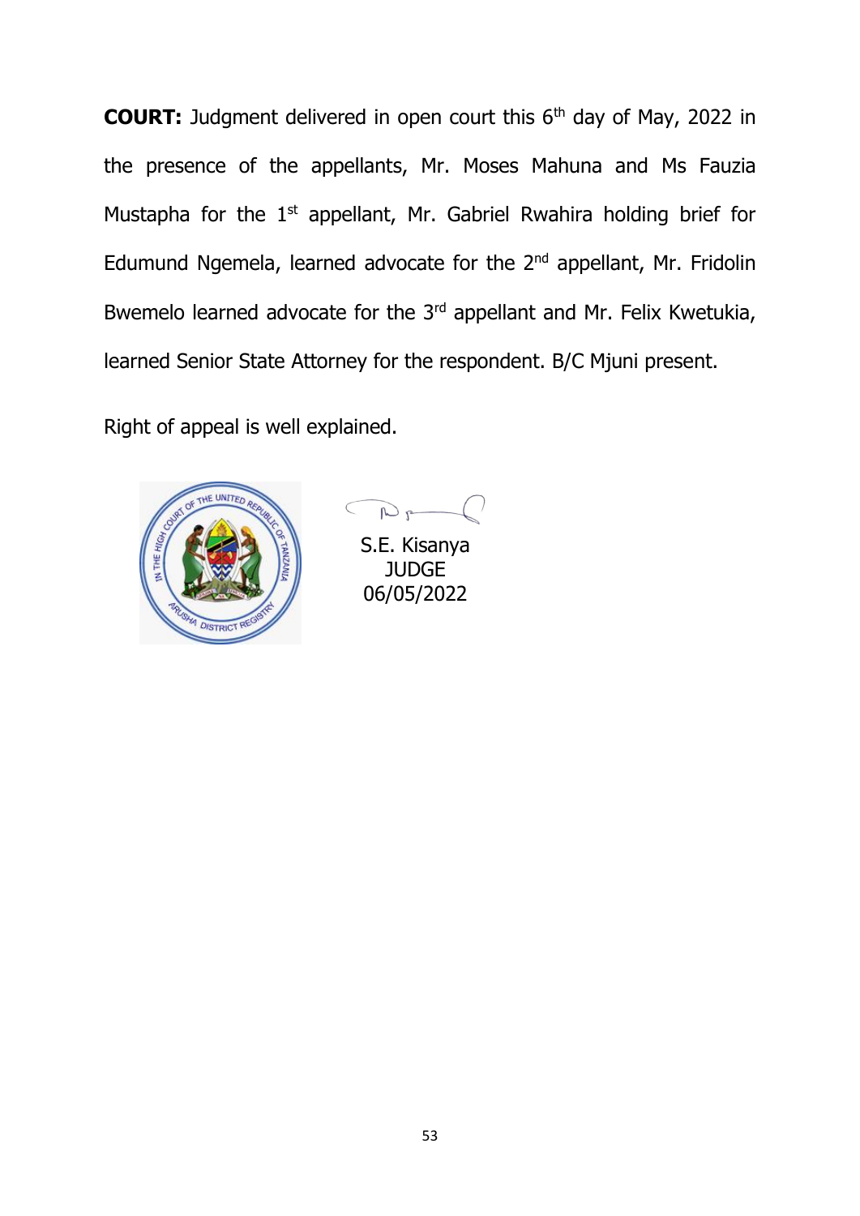**COURT:** Judgment delivered in open court this 6th day of May, 2022 in the presence of the appellants, Mr. Moses Mahuna and Ms Fauzia Mustapha for the 1st appellant, Mr. Gabriel Rwahira holding brief for Edumund Ngemela, learned advocate for the 2nd appellant, Mr. Fridolin Bwemelo learned advocate for the 3rd appellant and Mr. Felix Kwetukia, learned Senior State Attorney for the respondent. B/C Mjuni present.

Right of appeal is well explained.

S.E. Kisanya
JUDGE
06/05/2022